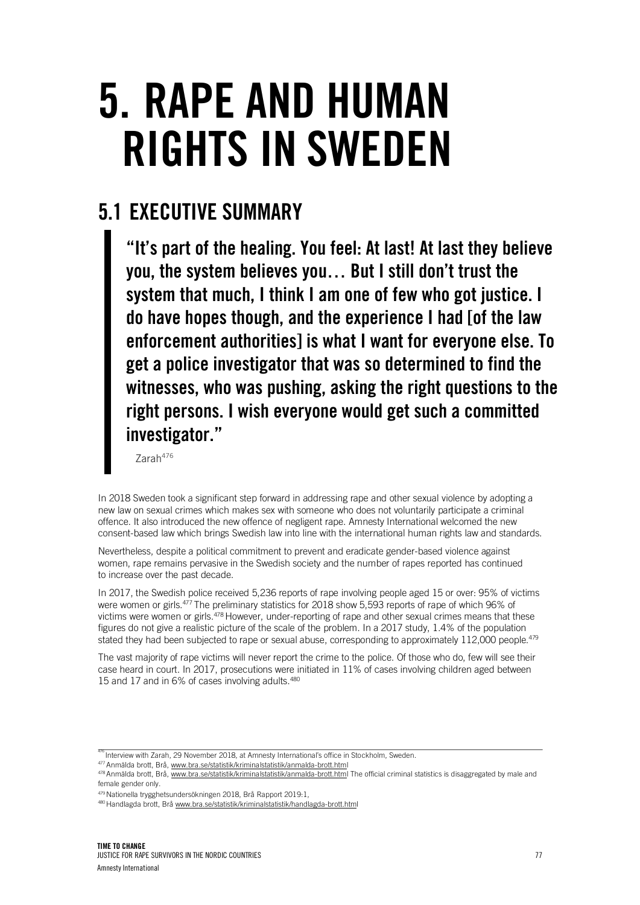# 5. RAPE AND HUMAN RIGHTS IN SWEDEN

## 5.1 EXECUTIVE SUMMARY

> **"It's part of the healing. You feel: At last! At last they believe you, the system believes you… But I still don't trust the system that much, I think I am one of few who got justice. I do have hopes though, and the experience I had [of the law enforcement authorities] is what I want for everyone else. To get a police investigator that was so determined to find the witnesses, who was pushing, asking the right questions to the right persons. I wish everyone would get such a committed investigator."**
>
> Zarah[476]

In 2018 Sweden took a significant step forward in addressing rape and other sexual violence by adopting a new law on sexual crimes which makes sex with someone who does not voluntarily participate a criminal offence. It also introduced the new offence of negligent rape. Amnesty International welcomed the new consent-based law which brings Swedish law into line with the international human rights law and standards.

Nevertheless, despite a political commitment to prevent and eradicate gender-based violence against women, rape remains pervasive in the Swedish society and the number of rapes reported has continued to increase over the past decade.

In 2017, the Swedish police received 5,236 reports of rape involving people aged 15 or over: 95% of victims were women or girls.[477] The preliminary statistics for 2018 show 5,593 reports of rape of which 96% of victims were women or girls.[478] However, under-reporting of rape and other sexual crimes means that these figures do not give a realistic picture of the scale of the problem. In a 2017 study, 1.4% of the population stated they had been subjected to rape or sexual abuse, corresponding to approximately 112,000 people.[479]

The vast majority of rape victims will never report the crime to the police. Of those who do, few will see their case heard in court. In 2017, prosecutions were initiated in 11% of cases involving children aged between 15 and 17 and in 6% of cases involving adults.[480]

---

[476] Interview with Zarah, 29 November 2018, at Amnesty International's office in Stockholm, Sweden.

[477] Anmälda brott, Brå, www.bra.se/statistik/kriminalstatistik/anmalda-brott.html

[478] Anmälda brott, Brå, www.bra.se/statistik/kriminalstatistik/anmalda-brott.html The official criminal statistics is disaggregated by male and female gender only.

[479] Nationella trygghetsundersökningen 2018, Brå Rapport 2019:1,

[480] Handlagda brott, Brå www.bra.se/statistik/kriminalstatistik/handlagda-brott.html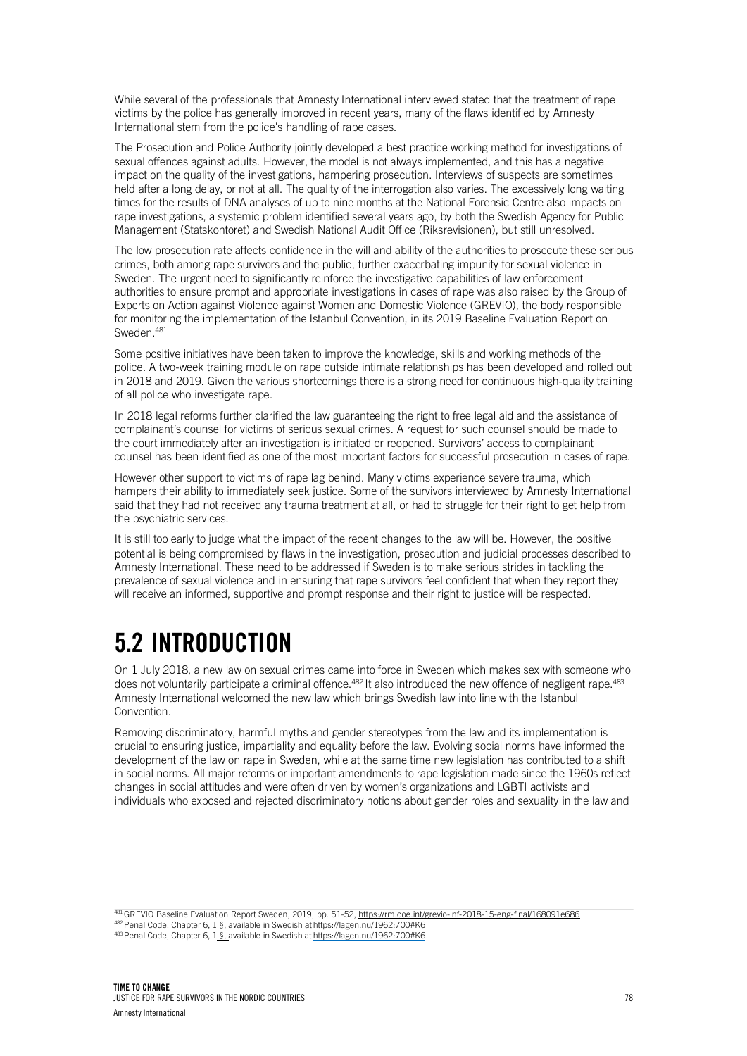While several of the professionals that Amnesty International interviewed stated that the treatment of rape victims by the police has generally improved in recent years, many of the flaws identified by Amnesty International stem from the police's handling of rape cases.

The Prosecution and Police Authority jointly developed a best practice working method for investigations of sexual offences against adults. However, the model is not always implemented, and this has a negative impact on the quality of the investigations, hampering prosecution. Interviews of suspects are sometimes held after a long delay, or not at all. The quality of the interrogation also varies. The excessively long waiting times for the results of DNA analyses of up to nine months at the National Forensic Centre also impacts on rape investigations, a systemic problem identified several years ago, by both the Swedish Agency for Public Management (Statskontoret) and Swedish National Audit Office (Riksrevisionen), but still unresolved.

The low prosecution rate affects confidence in the will and ability of the authorities to prosecute these serious crimes, both among rape survivors and the public, further exacerbating impunity for sexual violence in Sweden. The urgent need to significantly reinforce the investigative capabilities of law enforcement authorities to ensure prompt and appropriate investigations in cases of rape was also raised by the Group of Experts on Action against Violence against Women and Domestic Violence (GREVIO), the body responsible for monitoring the implementation of the Istanbul Convention, in its 2019 Baseline Evaluation Report on Sweden.[481]

Some positive initiatives have been taken to improve the knowledge, skills and working methods of the police. A two-week training module on rape outside intimate relationships has been developed and rolled out in 2018 and 2019. Given the various shortcomings there is a strong need for continuous high-quality training of all police who investigate rape.

In 2018 legal reforms further clarified the law guaranteeing the right to free legal aid and the assistance of complainant's counsel for victims of serious sexual crimes. A request for such counsel should be made to the court immediately after an investigation is initiated or reopened. Survivors' access to complainant counsel has been identified as one of the most important factors for successful prosecution in cases of rape.

However other support to victims of rape lag behind. Many victims experience severe trauma, which hampers their ability to immediately seek justice. Some of the survivors interviewed by Amnesty International said that they had not received any trauma treatment at all, or had to struggle for their right to get help from the psychiatric services.

It is still too early to judge what the impact of the recent changes to the law will be. However, the positive potential is being compromised by flaws in the investigation, prosecution and judicial processes described to Amnesty International. These need to be addressed if Sweden is to make serious strides in tackling the prevalence of sexual violence and in ensuring that rape survivors feel confident that when they report they will receive an informed, supportive and prompt response and their right to justice will be respected.

# 5.2 INTRODUCTION

On 1 July 2018, a new law on sexual crimes came into force in Sweden which makes sex with someone who does not voluntarily participate a criminal offence.[482] It also introduced the new offence of negligent rape.[483] Amnesty International welcomed the new law which brings Swedish law into line with the Istanbul Convention.

Removing discriminatory, harmful myths and gender stereotypes from the law and its implementation is crucial to ensuring justice, impartiality and equality before the law. Evolving social norms have informed the development of the law on rape in Sweden, while at the same time new legislation has contributed to a shift in social norms. All major reforms or important amendments to rape legislation made since the 1960s reflect changes in social attitudes and were often driven by women's organizations and LGBTI activists and individuals who exposed and rejected discriminatory notions about gender roles and sexuality in the law and

[481] GREVIO Baseline Evaluation Report Sweden, 2019, pp. 51-52, https://rm.coe.int/grevio-inf-2018-15-eng-final/168091e686

[482] Penal Code, Chapter 6, 1 §, available in Swedish at https://lagen.nu/1962:700#K6

[483] Penal Code, Chapter 6, 1 §, available in Swedish at https://lagen.nu/1962:700#K6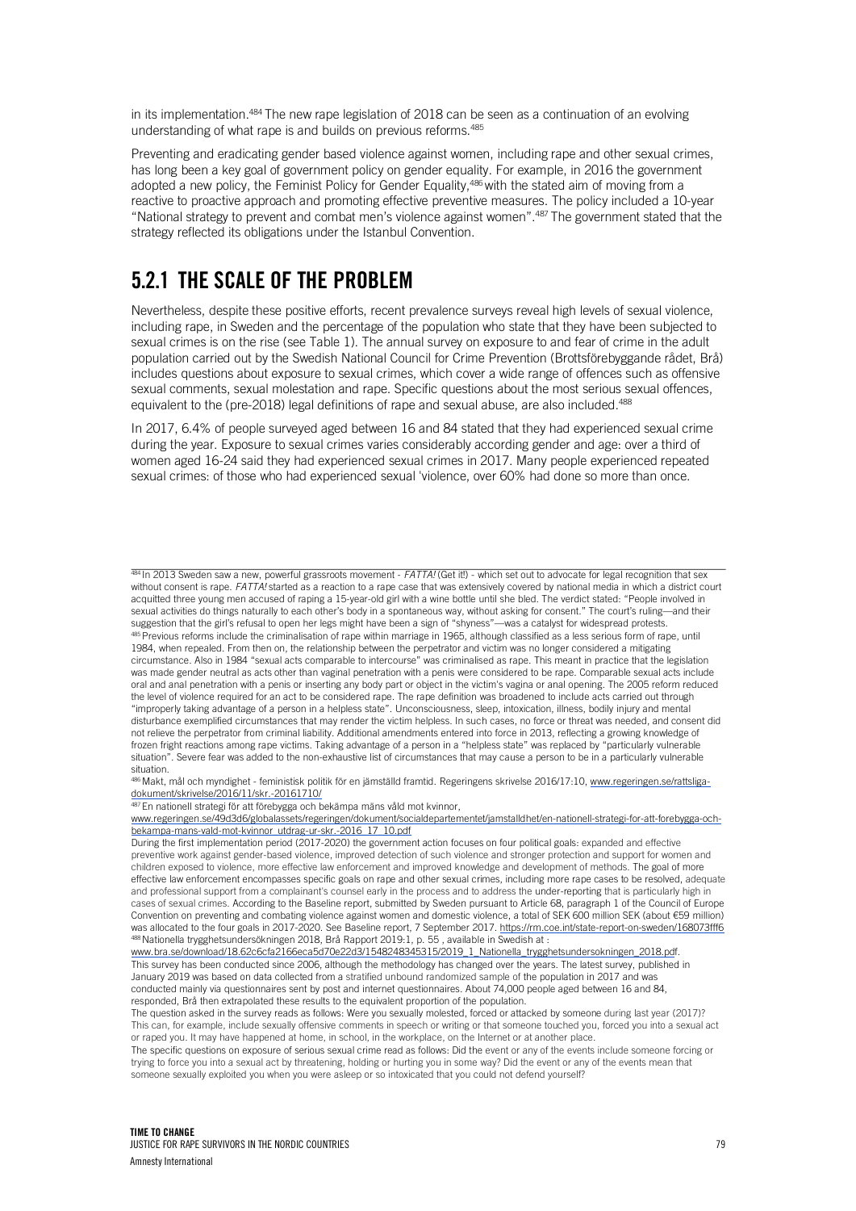in its implementation.[484] The new rape legislation of 2018 can be seen as a continuation of an evolving understanding of what rape is and builds on previous reforms.[485]

Preventing and eradicating gender based violence against women, including rape and other sexual crimes, has long been a key goal of government policy on gender equality. For example, in 2016 the government adopted a new policy, the Feminist Policy for Gender Equality,[486] with the stated aim of moving from a reactive to proactive approach and promoting effective preventive measures. The policy included a 10-year "National strategy to prevent and combat men's violence against women".[487] The government stated that the strategy reflected its obligations under the Istanbul Convention.

## 5.2.1 THE SCALE OF THE PROBLEM

Nevertheless, despite these positive efforts, recent prevalence surveys reveal high levels of sexual violence, including rape, in Sweden and the percentage of the population who state that they have been subjected to sexual crimes is on the rise (see Table 1). The annual survey on exposure to and fear of crime in the adult population carried out by the Swedish National Council for Crime Prevention (Brottsförebyggande rådet, Brå) includes questions about exposure to sexual crimes, which cover a wide range of offences such as offensive sexual comments, sexual molestation and rape. Specific questions about the most serious sexual offences, equivalent to the (pre-2018) legal definitions of rape and sexual abuse, are also included.[488]

In 2017, 6.4% of people surveyed aged between 16 and 84 stated that they had experienced sexual crime during the year. Exposure to sexual crimes varies considerably according gender and age: over a third of women aged 16-24 said they had experienced sexual crimes in 2017. Many people experienced repeated sexual crimes: of those who had experienced sexual 'violence, over 60% had done so more than once.

---

[484] In 2013 Sweden saw a new, powerful grassroots movement - *FATTA!* (Get it!) - which set out to advocate for legal recognition that sex without consent is rape. *FATTA!* started as a reaction to a rape case that was extensively covered by national media in which a district court acquitted three young men accused of raping a 15-year-old girl with a wine bottle until she bled. The verdict stated: "People involved in sexual activities do things naturally to each other's body in a spontaneous way, without asking for consent." The court's ruling—and their suggestion that the girl's refusal to open her legs might have been a sign of "shyness"—was a catalyst for widespread protests.

[485] Previous reforms include the criminalisation of rape within marriage in 1965, although classified as a less serious form of rape, until 1984, when repealed. From then on, the relationship between the perpetrator and victim was no longer considered a mitigating circumstance. Also in 1984 "sexual acts comparable to intercourse" was criminalised as rape. This meant in practice that the legislation was made gender neutral as acts other than vaginal penetration with a penis were considered to be rape. Comparable sexual acts include oral and anal penetration with a penis or inserting any body part or object in the victim's vagina or anal opening. The 2005 reform reduced the level of violence required for an act to be considered rape. The rape definition was broadened to include acts carried out through "improperly taking advantage of a person in a helpless state". Unconsciousness, sleep, intoxication, illness, bodily injury and mental disturbance exemplified circumstances that may render the victim helpless. In such cases, no force or threat was needed, and consent did not relieve the perpetrator from criminal liability. Additional amendments entered into force in 2013, reflecting a growing knowledge of frozen fright reactions among rape victims. Taking advantage of a person in a "helpless state" was replaced by "particularly vulnerable situation". Severe fear was added to the non-exhaustive list of circumstances that may cause a person to be in a particularly vulnerable situation.

[486] Makt, mål och myndighet - feministisk politik för en jämställd framtid. Regeringens skrivelse 2016/17:10, www.regeringen.se/rattsliga-dokument/skrivelse/2016/11/skr.-20161710/

[487] En nationell strategi för att förebygga och bekämpa mäns våld mot kvinnor, www.regeringen.se/49d3d6/globalassets/regeringen/dokument/socialdepartementet/jamstalldhet/en-nationell-strategi-for-att-forebygga-och-bekampa-mans-vald-mot-kvinnor_utdrag-ur-skr.-2016_17_10.pdf

During the first implementation period (2017-2020) the government action focuses on four political goals: expanded and effective preventive work against gender-based violence, improved detection of such violence and stronger protection and support for women and children exposed to violence, more effective law enforcement and improved knowledge and development of methods. The goal of more effective law enforcement encompasses specific goals on rape and other sexual crimes, including more rape cases to be resolved, adequate and professional support from a complainant's counsel early in the process and to address the under-reporting that is particularly high in cases of sexual crimes. According to the Baseline report, submitted by Sweden pursuant to Article 68, paragraph 1 of the Council of Europe Convention on preventing and combating violence against women and domestic violence, a total of SEK 600 million SEK (about €59 million) was allocated to the four goals in 2017-2020. See Baseline report, 7 September 2017. https://rm.coe.int/state-report-on-sweden/168073fff6

[488] Nationella trygghetsundersökningen 2018, Brå Rapport 2019:1, p. 55 , available in Swedish at : www.bra.se/download/18.62c6cfa2166eca5d70e22d3/1548248345315/2019_1_Nationella_trygghetsundersokningen_2018.pdf.

This survey has been conducted since 2006, although the methodology has changed over the years. The latest survey, published in January 2019 was based on data collected from a stratified unbound randomized sample of the population in 2017 and was conducted mainly via questionnaires sent by post and internet questionnaires. About 74,000 people aged between 16 and 84, responded, Brå then extrapolated these results to the equivalent proportion of the population.

The question asked in the survey reads as follows: Were you sexually molested, forced or attacked by someone during last year (2017)? This can, for example, include sexually offensive comments in speech or writing or that someone touched you, forced you into a sexual act or raped you. It may have happened at home, in school, in the workplace, on the Internet or at another place.

The specific questions on exposure of serious sexual crime read as follows: Did the event or any of the events include someone forcing or trying to force you into a sexual act by threatening, holding or hurting you in some way? Did the event or any of the events mean that someone sexually exploited you when you were asleep or so intoxicated that you could not defend yourself?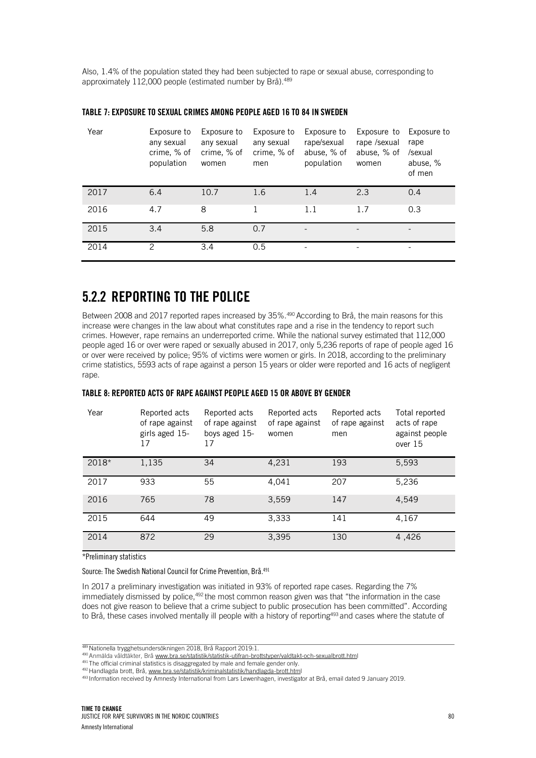Also, 1.4% of the population stated they had been subjected to rape or sexual abuse, corresponding to approximately 112,000 people (estimated number by Brå).[489]

#### TABLE 7: EXPOSURE TO SEXUAL CRIMES AMONG PEOPLE AGED 16 TO 84 IN SWEDEN

| Year | Exposure to any sexual crime, % of population | Exposure to any sexual crime, % of women | Exposure to any sexual crime, % of men | Exposure to rape/sexual abuse, % of population | Exposure to rape /sexual abuse, % of women | Exposure to rape /sexual abuse, % of men |
|---|---|---|---|---|---|---|
| 2017 | 6.4 | 10.7 | 1.6 | 1.4 | 2.3 | 0.4 |
| 2016 | 4.7 | 8 | 1 | 1.1 | 1.7 | 0.3 |
| 2015 | 3.4 | 5.8 | 0.7 | - | - | - |
| 2014 | 2 | 3.4 | 0.5 | - | - | - |

## 5.2.2 REPORTING TO THE POLICE

Between 2008 and 2017 reported rapes increased by 35%.[490] According to Brå, the main reasons for this increase were changes in the law about what constitutes rape and a rise in the tendency to report such crimes. However, rape remains an underreported crime. While the national survey estimated that 112,000 people aged 16 or over were raped or sexually abused in 2017, only 5,236 reports of rape of people aged 16 or over were received by police; 95% of victims were women or girls. In 2018, according to the preliminary crime statistics, 5593 acts of rape against a person 15 years or older were reported and 16 acts of negligent rape.

#### TABLE 8: REPORTED ACTS OF RAPE AGAINST PEOPLE AGED 15 OR ABOVE BY GENDER

| Year | Reported acts of rape against girls aged 15-17 | Reported acts of rape against boys aged 15-17 | Reported acts of rape against women | Reported acts of rape against men | Total reported acts of rape against people over 15 |
|---|---|---|---|---|---|
| 2018* | 1,135 | 34 | 4,231 | 193 | 5,593 |
| 2017 | 933 | 55 | 4,041 | 207 | 5,236 |
| 2016 | 765 | 78 | 3,559 | 147 | 4,549 |
| 2015 | 644 | 49 | 3,333 | 141 | 4,167 |
| 2014 | 872 | 29 | 3,395 | 130 | 4 ,426 |

*Preliminary statistics

Source: The Swedish National Council for Crime Prevention, Brå.[491]

In 2017 a preliminary investigation was initiated in 93% of reported rape cases. Regarding the 7% immediately dismissed by police,[492] the most common reason given was that "the information in the case does not give reason to believe that a crime subject to public prosecution has been committed". According to Brå, these cases involved mentally ill people with a history of reporting[493] and cases where the statute of

[489] Nationella trygghetsundersökningen 2018, Brå Rapport 2019:1.

[490] Anmälda våldtäkter, Brå www.bra.se/statistik/statistik-utifran-brottstyper/valdtakt-och-sexualbrott.html

[491] The official criminal statistics is disaggregated by male and female gender only.

[492] Handlagda brott, Brå, www.bra.se/statistik/kriminalstatistik/handlagda-brott.html

[493] Information received by Amnesty International from Lars Lewenhagen, investigator at Brå, email dated 9 January 2019.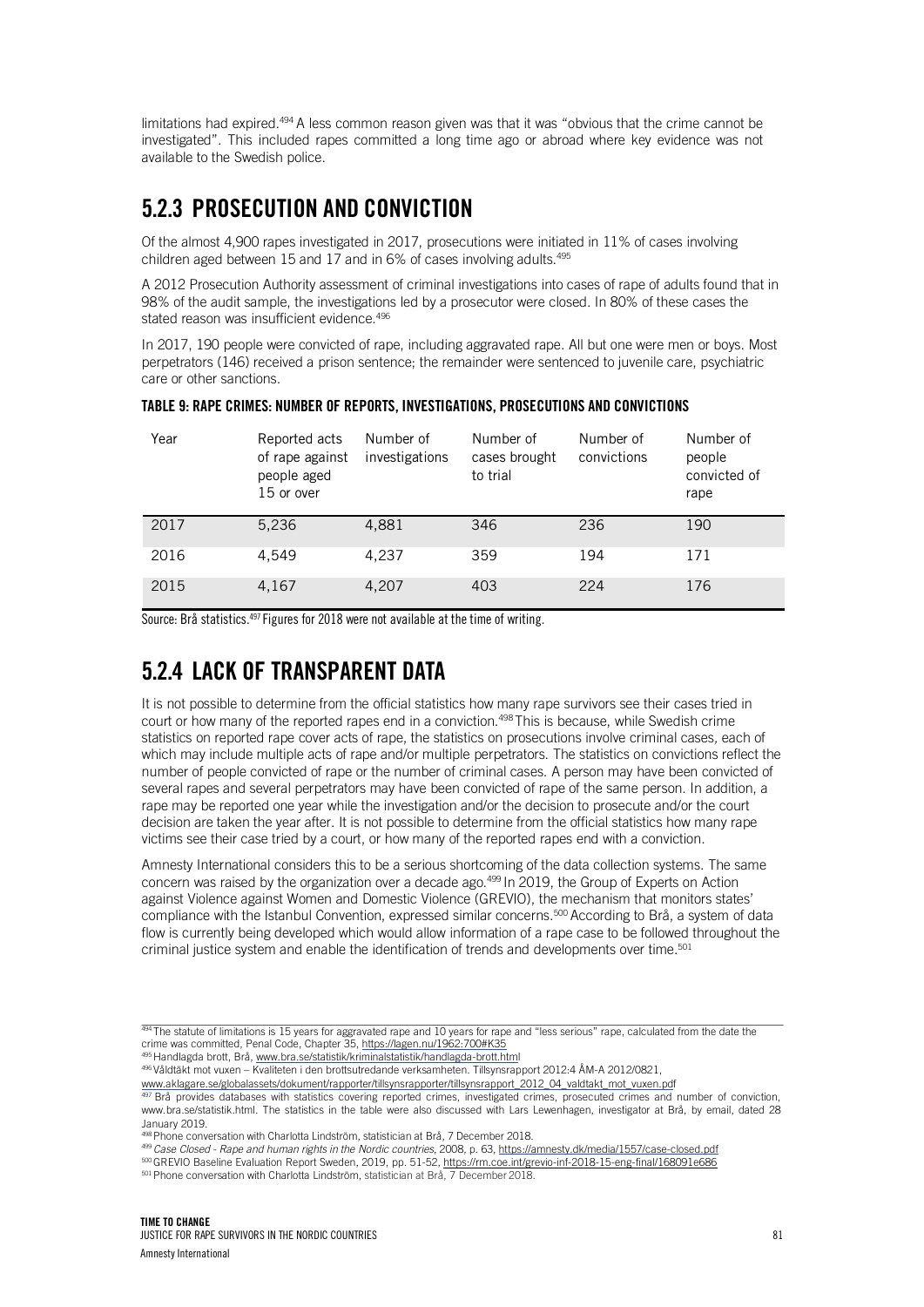limitations had expired.[494] A less common reason given was that it was "obvious that the crime cannot be investigated". This included rapes committed a long time ago or abroad where key evidence was not available to the Swedish police.

## 5.2.3 PROSECUTION AND CONVICTION

Of the almost 4,900 rapes investigated in 2017, prosecutions were initiated in 11% of cases involving children aged between 15 and 17 and in 6% of cases involving adults.[495]

A 2012 Prosecution Authority assessment of criminal investigations into cases of rape of adults found that in 98% of the audit sample, the investigations led by a prosecutor were closed. In 80% of these cases the stated reason was insufficient evidence.[496]

In 2017, 190 people were convicted of rape, including aggravated rape. All but one were men or boys. Most perpetrators (146) received a prison sentence; the remainder were sentenced to juvenile care, psychiatric care or other sanctions.

**TABLE 9: RAPE CRIMES: NUMBER OF REPORTS, INVESTIGATIONS, PROSECUTIONS AND CONVICTIONS**

| Year | Reported acts of rape against people aged 15 or over | Number of investigations | Number of cases brought to trial | Number of convictions | Number of people convicted of rape |
|---|---|---|---|---|---|
| 2017 | 5,236 | 4,881 | 346 | 236 | 190 |
| 2016 | 4,549 | 4,237 | 359 | 194 | 171 |
| 2015 | 4,167 | 4,207 | 403 | 224 | 176 |

Source: Brå statistics.[497] Figures for 2018 were not available at the time of writing.

## 5.2.4 LACK OF TRANSPARENT DATA

It is not possible to determine from the official statistics how many rape survivors see their cases tried in court or how many of the reported rapes end in a conviction.[498] This is because, while Swedish crime statistics on reported rape cover acts of rape, the statistics on prosecutions involve criminal cases, each of which may include multiple acts of rape and/or multiple perpetrators. The statistics on convictions reflect the number of people convicted of rape or the number of criminal cases. A person may have been convicted of several rapes and several perpetrators may have been convicted of rape of the same person. In addition, a rape may be reported one year while the investigation and/or the decision to prosecute and/or the court decision are taken the year after. It is not possible to determine from the official statistics how many rape victims see their case tried by a court, or how many of the reported rapes end with a conviction.

Amnesty International considers this to be a serious shortcoming of the data collection systems. The same concern was raised by the organization over a decade ago.[499] In 2019, the Group of Experts on Action against Violence against Women and Domestic Violence (GREVIO), the mechanism that monitors states' compliance with the Istanbul Convention, expressed similar concerns.[500] According to Brå, a system of data flow is currently being developed which would allow information of a rape case to be followed throughout the criminal justice system and enable the identification of trends and developments over time.[501]

---

[494] The statute of limitations is 15 years for aggravated rape and 10 years for rape and "less serious" rape, calculated from the date the crime was committed, Penal Code, Chapter 35, https://lagen.nu/1962:700#K35

[495] Handlagda brott, Brå, www.bra.se/statistik/kriminalstatistik/handlagda-brott.html

[496] Våldtäkt mot vuxen – Kvaliteten i den brottsutredande verksamheten. Tillsynsrapport 2012:4 ÅM-A 2012/0821, www.aklagare.se/globalassets/dokument/rapporter/tillsynsrapporter/tillsynsrapport_2012_04_valdtakt_mot_vuxen.pdf

[497] Brå provides databases with statistics covering reported crimes, investigated crimes, prosecuted crimes and number of conviction, www.bra.se/statistik.html. The statistics in the table were also discussed with Lars Lewenhagen, investigator at Brå, by email, dated 28 January 2019.

[498] Phone conversation with Charlotta Lindström, statistician at Brå, 7 December 2018.

[499] *Case Closed - Rape and human rights in the Nordic countries*, 2008, p. 63, https://amnesty.dk/media/1557/case-closed.pdf

[500] GREVIO Baseline Evaluation Report Sweden, 2019, pp. 51-52, https://rm.coe.int/grevio-inf-2018-15-eng-final/168091e686

[501] Phone conversation with Charlotta Lindström, statistician at Brå, 7 December 2018.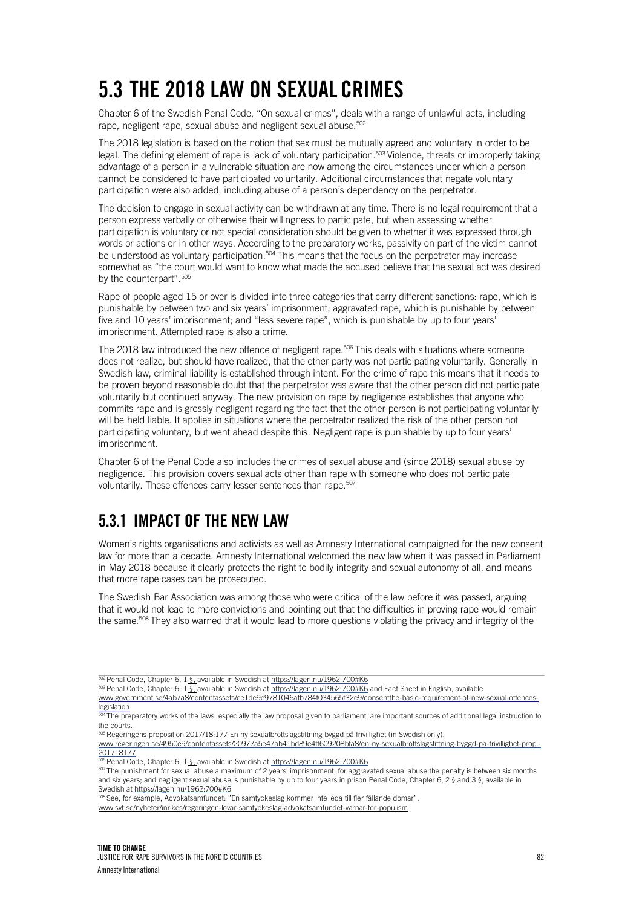# 5.3 THE 2018 LAW ON SEXUAL CRIMES

Chapter 6 of the Swedish Penal Code, "On sexual crimes", deals with a range of unlawful acts, including rape, negligent rape, sexual abuse and negligent sexual abuse.[502]

The 2018 legislation is based on the notion that sex must be mutually agreed and voluntary in order to be legal. The defining element of rape is lack of voluntary participation.[503] Violence, threats or improperly taking advantage of a person in a vulnerable situation are now among the circumstances under which a person cannot be considered to have participated voluntarily. Additional circumstances that negate voluntary participation were also added, including abuse of a person's dependency on the perpetrator.

The decision to engage in sexual activity can be withdrawn at any time. There is no legal requirement that a person express verbally or otherwise their willingness to participate, but when assessing whether participation is voluntary or not special consideration should be given to whether it was expressed through words or actions or in other ways. According to the preparatory works, passivity on part of the victim cannot be understood as voluntary participation.[504] This means that the focus on the perpetrator may increase somewhat as "the court would want to know what made the accused believe that the sexual act was desired by the counterpart".[505]

Rape of people aged 15 or over is divided into three categories that carry different sanctions: rape, which is punishable by between two and six years' imprisonment; aggravated rape, which is punishable by between five and 10 years' imprisonment; and "less severe rape", which is punishable by up to four years' imprisonment. Attempted rape is also a crime.

The 2018 law introduced the new offence of negligent rape.[506] This deals with situations where someone does not realize, but should have realized, that the other party was not participating voluntarily. Generally in Swedish law, criminal liability is established through intent. For the crime of rape this means that it needs to be proven beyond reasonable doubt that the perpetrator was aware that the other person did not participate voluntarily but continued anyway. The new provision on rape by negligence establishes that anyone who commits rape and is grossly negligent regarding the fact that the other person is not participating voluntarily will be held liable. It applies in situations where the perpetrator realized the risk of the other person not participating voluntary, but went ahead despite this. Negligent rape is punishable by up to four years' imprisonment.

Chapter 6 of the Penal Code also includes the crimes of sexual abuse and (since 2018) sexual abuse by negligence. This provision covers sexual acts other than rape with someone who does not participate voluntarily. These offences carry lesser sentences than rape.[507]

## 5.3.1 IMPACT OF THE NEW LAW

Women's rights organisations and activists as well as Amnesty International campaigned for the new consent law for more than a decade. Amnesty International welcomed the new law when it was passed in Parliament in May 2018 because it clearly protects the right to bodily integrity and sexual autonomy of all, and means that more rape cases can be prosecuted.

The Swedish Bar Association was among those who were critical of the law before it was passed, arguing that it would not lead to more convictions and pointing out that the difficulties in proving rape would remain the same.[508] They also warned that it would lead to more questions violating the privacy and integrity of the

---

[502] Penal Code, Chapter 6, 1 §, available in Swedish at https://lagen.nu/1962:700#K6

[503] Penal Code, Chapter 6, 1 §, available in Swedish at https://lagen.nu/1962:700#K6 and Fact Sheet in English, available www.government.se/4ab7a8/contentassets/ee1de9e9781046afb784f034565f32e9/consentthe-basic-requirement-of-new-sexual-offences-legislation

[504] The preparatory works of the laws, especially the law proposal given to parliament, are important sources of additional legal instruction to the courts.

[505] Regeringens proposition 2017/18:177 En ny sexualbrottslagstiftning byggd på frivillighet (in Swedish only), www.regeringen.se/4950e9/contentassets/20977a5e47ab41bd89e4ff609208bfa8/en-ny-sexualbrottslagstiftning-byggd-pa-frivillighet-prop.-201718177

[506] Penal Code, Chapter 6, 1 §, available in Swedish at https://lagen.nu/1962:700#K6

[507] The punishment for sexual abuse a maximum of 2 years' imprisonment; for aggravated sexual abuse the penalty is between six months and six years; and negligent sexual abuse is punishable by up to four years in prison Penal Code, Chapter 6, 2 § and 3 §, available in Swedish at https://lagen.nu/1962:700#K6

[508] See, for example, Advokatsamfundet: "En samtyckeslag kommer inte leda till fler fällande domar", www.svt.se/nyheter/inrikes/regeringen-lovar-samtyckeslag-advokatsamfundet-varnar-for-populism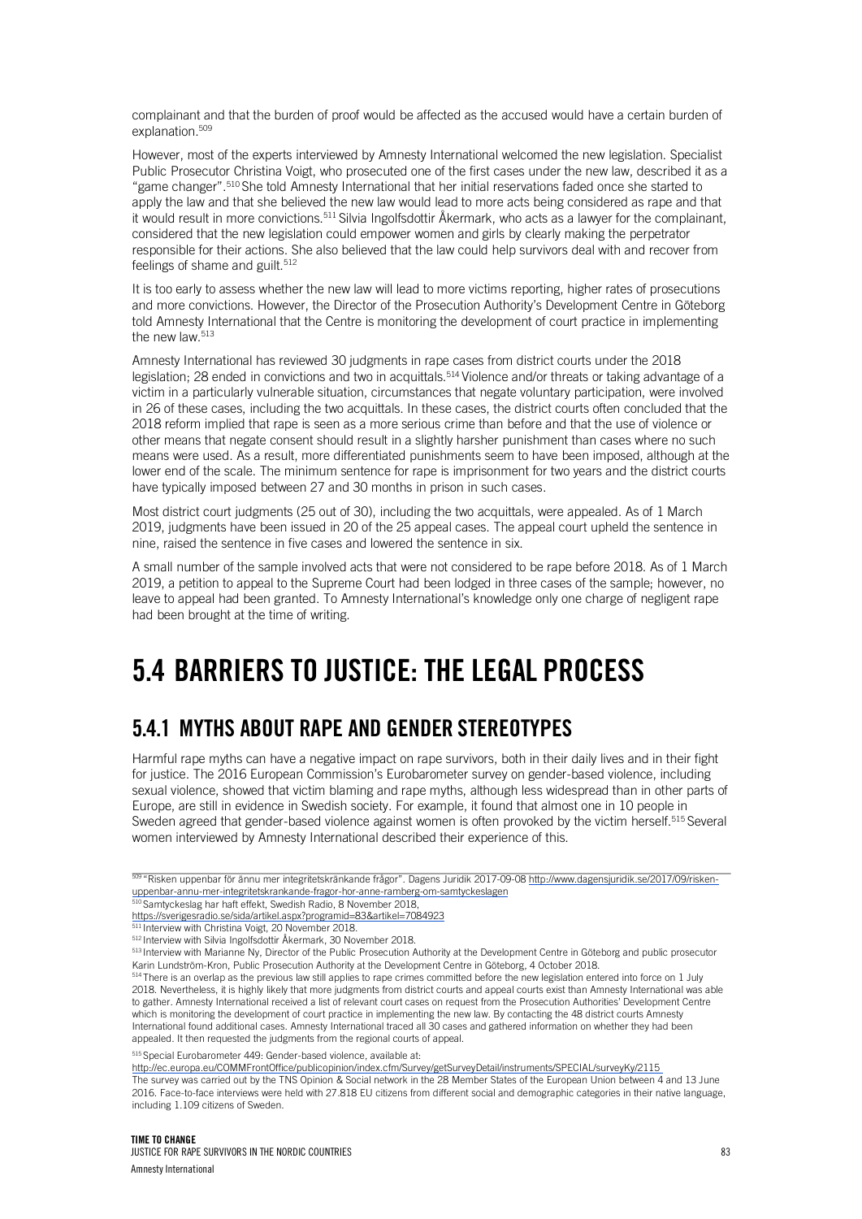complainant and that the burden of proof would be affected as the accused would have a certain burden of explanation.[509]

However, most of the experts interviewed by Amnesty International welcomed the new legislation. Specialist Public Prosecutor Christina Voigt, who prosecuted one of the first cases under the new law, described it as a "game changer".[510] She told Amnesty International that her initial reservations faded once she started to apply the law and that she believed the new law would lead to more acts being considered as rape and that it would result in more convictions.[511] Silvia Ingolfsdottir Åkermark, who acts as a lawyer for the complainant, considered that the new legislation could empower women and girls by clearly making the perpetrator responsible for their actions. She also believed that the law could help survivors deal with and recover from feelings of shame and guilt.[512]

It is too early to assess whether the new law will lead to more victims reporting, higher rates of prosecutions and more convictions. However, the Director of the Prosecution Authority's Development Centre in Göteborg told Amnesty International that the Centre is monitoring the development of court practice in implementing the new law.[513]

Amnesty International has reviewed 30 judgments in rape cases from district courts under the 2018 legislation; 28 ended in convictions and two in acquittals.[514] Violence and/or threats or taking advantage of a victim in a particularly vulnerable situation, circumstances that negate voluntary participation, were involved in 26 of these cases, including the two acquittals. In these cases, the district courts often concluded that the 2018 reform implied that rape is seen as a more serious crime than before and that the use of violence or other means that negate consent should result in a slightly harsher punishment than cases where no such means were used. As a result, more differentiated punishments seem to have been imposed, although at the lower end of the scale. The minimum sentence for rape is imprisonment for two years and the district courts have typically imposed between 27 and 30 months in prison in such cases.

Most district court judgments (25 out of 30), including the two acquittals, were appealed. As of 1 March 2019, judgments have been issued in 20 of the 25 appeal cases. The appeal court upheld the sentence in nine, raised the sentence in five cases and lowered the sentence in six.

A small number of the sample involved acts that were not considered to be rape before 2018. As of 1 March 2019, a petition to appeal to the Supreme Court had been lodged in three cases of the sample; however, no leave to appeal had been granted. To Amnesty International's knowledge only one charge of negligent rape had been brought at the time of writing.

# 5.4 BARRIERS TO JUSTICE: THE LEGAL PROCESS

## 5.4.1 MYTHS ABOUT RAPE AND GENDER STEREOTYPES

Harmful rape myths can have a negative impact on rape survivors, both in their daily lives and in their fight for justice. The 2016 European Commission's Eurobarometer survey on gender-based violence, including sexual violence, showed that victim blaming and rape myths, although less widespread than in other parts of Europe, are still in evidence in Swedish society. For example, it found that almost one in 10 people in Sweden agreed that gender-based violence against women is often provoked by the victim herself.[515] Several women interviewed by Amnesty International described their experience of this.

---

[509] "Risken uppenbar för ännu mer integritetskränkande frågor". Dagens Juridik 2017-09-08 http://www.dagensjuridik.se/2017/09/risken-uppenbar-annu-mer-integritetskrankande-fragor-hor-anne-ramberg-om-samtyckeslagen

[510] Samtyckeslag har haft effekt, Swedish Radio, 8 November 2018, https://sverigesradio.se/sida/artikel.aspx?programid=83&artikel=7084923

[511] Interview with Christina Voigt, 20 November 2018.

[512] Interview with Silvia Ingolfsdottir Åkermark, 30 November 2018.

[513] Interview with Marianne Ny, Director of the Public Prosecution Authority at the Development Centre in Göteborg and public prosecutor Karin Lundström-Kron, Public Prosecution Authority at the Development Centre in Göteborg, 4 October 2018.

[514] There is an overlap as the previous law still applies to rape crimes committed before the new legislation entered into force on 1 July 2018. Nevertheless, it is highly likely that more judgments from district courts and appeal courts exist than Amnesty International was able to gather. Amnesty International received a list of relevant court cases on request from the Prosecution Authorities' Development Centre which is monitoring the development of court practice in implementing the new law. By contacting the 48 district courts Amnesty International found additional cases. Amnesty International traced all 30 cases and gathered information on whether they had been appealed. It then requested the judgments from the regional courts of appeal.

[515] Special Eurobarometer 449: Gender-based violence, available at: http://ec.europa.eu/COMMFrontOffice/publicopinion/index.cfm/Survey/getSurveyDetail/instruments/SPECIAL/surveyKy/2115 
The survey was carried out by the TNS Opinion & Social network in the 28 Member States of the European Union between 4 and 13 June 2016. Face-to-face interviews were held with 27.818 EU citizens from different social and demographic categories in their native language, including 1.109 citizens of Sweden.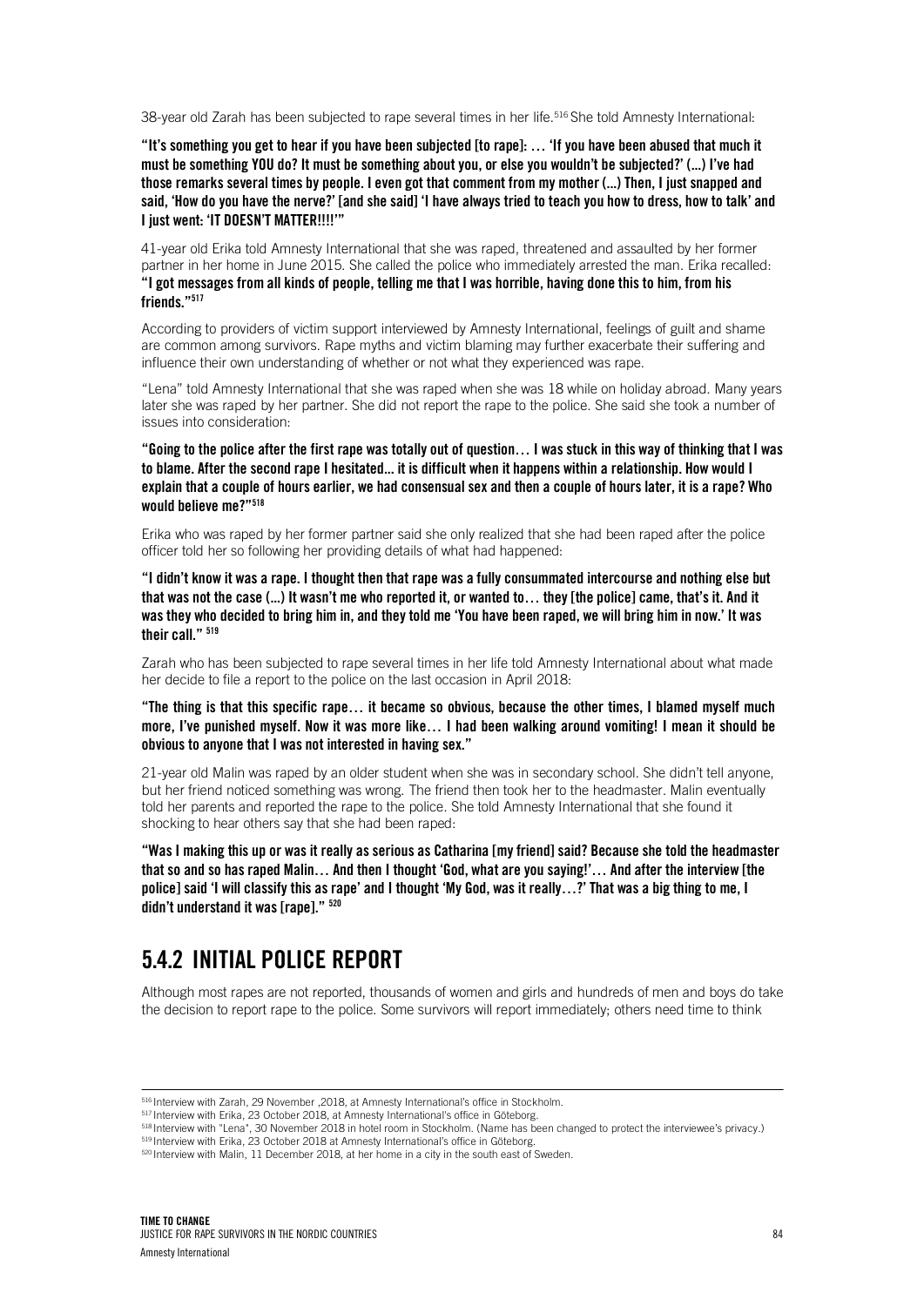38-year old Zarah has been subjected to rape several times in her life.[516] She told Amnesty International:

**"It's something you get to hear if you have been subjected [to rape]: … 'If you have been abused that much it must be something YOU do? It must be something about you, or else you wouldn't be subjected?' (…) I've had those remarks several times by people. I even got that comment from my mother (…) Then, I just snapped and said, 'How do you have the nerve?' [and she said] 'I have always tried to teach you how to dress, how to talk' and I just went: 'IT DOESN'T MATTER!!!!'"**

41-year old Erika told Amnesty International that she was raped, threatened and assaulted by her former partner in her home in June 2015. She called the police who immediately arrested the man. Erika recalled: **"I got messages from all kinds of people, telling me that I was horrible, having done this to him, from his friends."[517]**

According to providers of victim support interviewed by Amnesty International, feelings of guilt and shame are common among survivors. Rape myths and victim blaming may further exacerbate their suffering and influence their own understanding of whether or not what they experienced was rape.

"Lena" told Amnesty International that she was raped when she was 18 while on holiday abroad. Many years later she was raped by her partner. She did not report the rape to the police. She said she took a number of issues into consideration:

**"Going to the police after the first rape was totally out of question… I was stuck in this way of thinking that I was to blame. After the second rape I hesitated… it is difficult when it happens within a relationship. How would I explain that a couple of hours earlier, we had consensual sex and then a couple of hours later, it is a rape? Who would believe me?"[518]**

Erika who was raped by her former partner said she only realized that she had been raped after the police officer told her so following her providing details of what had happened:

**"I didn't know it was a rape. I thought then that rape was a fully consummated intercourse and nothing else but that was not the case (…) It wasn't me who reported it, or wanted to… they [the police] came, that's it. And it was they who decided to bring him in, and they told me 'You have been raped, we will bring him in now.' It was their call." [519]**

Zarah who has been subjected to rape several times in her life told Amnesty International about what made her decide to file a report to the police on the last occasion in April 2018:

**"The thing is that this specific rape… it became so obvious, because the other times, I blamed myself much more, I've punished myself. Now it was more like… I had been walking around vomiting! I mean it should be obvious to anyone that I was not interested in having sex."**

21-year old Malin was raped by an older student when she was in secondary school. She didn't tell anyone, but her friend noticed something was wrong. The friend then took her to the headmaster. Malin eventually told her parents and reported the rape to the police. She told Amnesty International that she found it shocking to hear others say that she had been raped:

**"Was I making this up or was it really as serious as Catharina [my friend] said? Because she told the headmaster that so and so has raped Malin… And then I thought 'God, what are you saying!'… And after the interview [the police] said 'I will classify this as rape' and I thought 'My God, was it really…?' That was a big thing to me, I didn't understand it was [rape]." [520]**

## 5.4.2 INITIAL POLICE REPORT

Although most rapes are not reported, thousands of women and girls and hundreds of men and boys do take the decision to report rape to the police. Some survivors will report immediately; others need time to think

---

[516] Interview with Zarah, 29 November ,2018, at Amnesty International's office in Stockholm.

[517] Interview with Erika, 23 October 2018, at Amnesty International's office in Göteborg.

[518] Interview with "Lena", 30 November 2018 in hotel room in Stockholm. (Name has been changed to protect the interviewee's privacy.)

[519] Interview with Erika, 23 October 2018 at Amnesty International's office in Göteborg.

[520] Interview with Malin, 11 December 2018, at her home in a city in the south east of Sweden.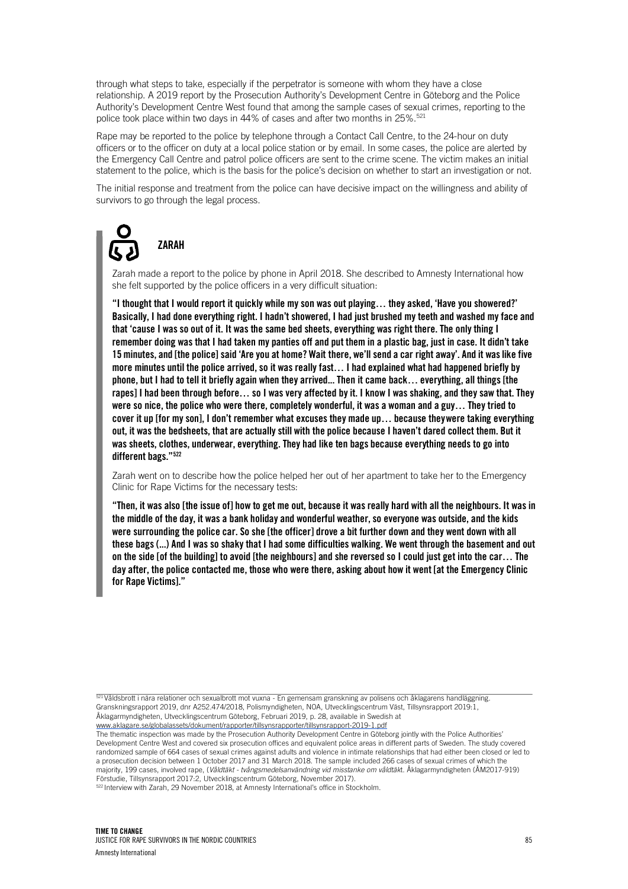through what steps to take, especially if the perpetrator is someone with whom they have a close relationship. A 2019 report by the Prosecution Authority's Development Centre in Göteborg and the Police Authority's Development Centre West found that among the sample cases of sexual crimes, reporting to the police took place within two days in 44% of cases and after two months in 25%.[521]

Rape may be reported to the police by telephone through a Contact Call Centre, to the 24-hour on duty officers or to the officer on duty at a local police station or by email. In some cases, the police are alerted by the Emergency Call Centre and patrol police officers are sent to the crime scene. The victim makes an initial statement to the police, which is the basis for the police's decision on whether to start an investigation or not.

The initial response and treatment from the police can have decisive impact on the willingness and ability of survivors to go through the legal process.

### ZARAH

Zarah made a report to the police by phone in April 2018. She described to Amnesty International how she felt supported by the police officers in a very difficult situation:

**"I thought that I would report it quickly while my son was out playing… they asked, 'Have you showered?' Basically, I had done everything right. I hadn't showered, I had just brushed my teeth and washed my face and that 'cause I was so out of it. It was the same bed sheets, everything was right there. The only thing I remember doing was that I had taken my panties off and put them in a plastic bag, just in case. It didn't take 15 minutes, and [the police] said 'Are you at home? Wait there, we'll send a car right away'. And it was like five more minutes until the police arrived, so it was really fast… I had explained what had happened briefly by phone, but I had to tell it briefly again when they arrived... Then it came back… everything, all things [the rapes] I had been through before… so I was very affected by it. I know I was shaking, and they saw that. They were so nice, the police who were there, completely wonderful, it was a woman and a guy… They tried to cover it up [for my son], I don't remember what excuses they made up… because they were taking everything out, it was the bedsheets, that are actually still with the police because I haven't dared collect them. But it was sheets, clothes, underwear, everything. They had like ten bags because everything needs to go into different bags."[522]**

Zarah went on to describe how the police helped her out of her apartment to take her to the Emergency Clinic for Rape Victims for the necessary tests:

**"Then, it was also [the issue of] how to get me out, because it was really hard with all the neighbours. It was in the middle of the day, it was a bank holiday and wonderful weather, so everyone was outside, and the kids were surrounding the police car. So she [the officer] drove a bit further down and they went down with all these bags (...) And I was so shaky that I had some difficulties walking. We went through the basement and out on the side [of the building] to avoid [the neighbours] and she reversed so I could just get into the car… The day after, the police contacted me, those who were there, asking about how it went [at the Emergency Clinic for Rape Victims]."**

---

[521] Våldsbrott i nära relationer och sexualbrott mot vuxna - En gemensam granskning av polisens och åklagarens handläggning. Granskningsrapport 2019, dnr A252.474/2018, Polismyndigheten, NOA, Utvecklingscentrum Väst, Tillsynsrapport 2019:1, Åklagarmyndigheten, Utvecklingscentrum Göteborg, Februari 2019, p. 28, available in Swedish at www.aklagare.se/globalassets/dokument/rapporter/tillsynsrapporter/tillsynsrapport-2019-1.pdf
The thematic inspection was made by the Prosecution Authority Development Centre in Göteborg jointly with the Police Authorities' Development Centre West and covered six prosecution offices and equivalent police areas in different parts of Sweden. The study covered randomized sample of 664 cases of sexual crimes against adults and violence in intimate relationships that had either been closed or led to a prosecution decision between 1 October 2017 and 31 March 2018. The sample included 266 cases of sexual crimes of which the majority, 199 cases, involved rape, (*Våldtäkt - tvångsmedelsanvändning vid misstanke om våldtäkt*. Åklagarmyndigheten (ÅM2017-919) Förstudie, Tillsynsrapport 2017:2, Utvecklingscentrum Göteborg, November 2017).

[522] Interview with Zarah, 29 November 2018, at Amnesty International's office in Stockholm.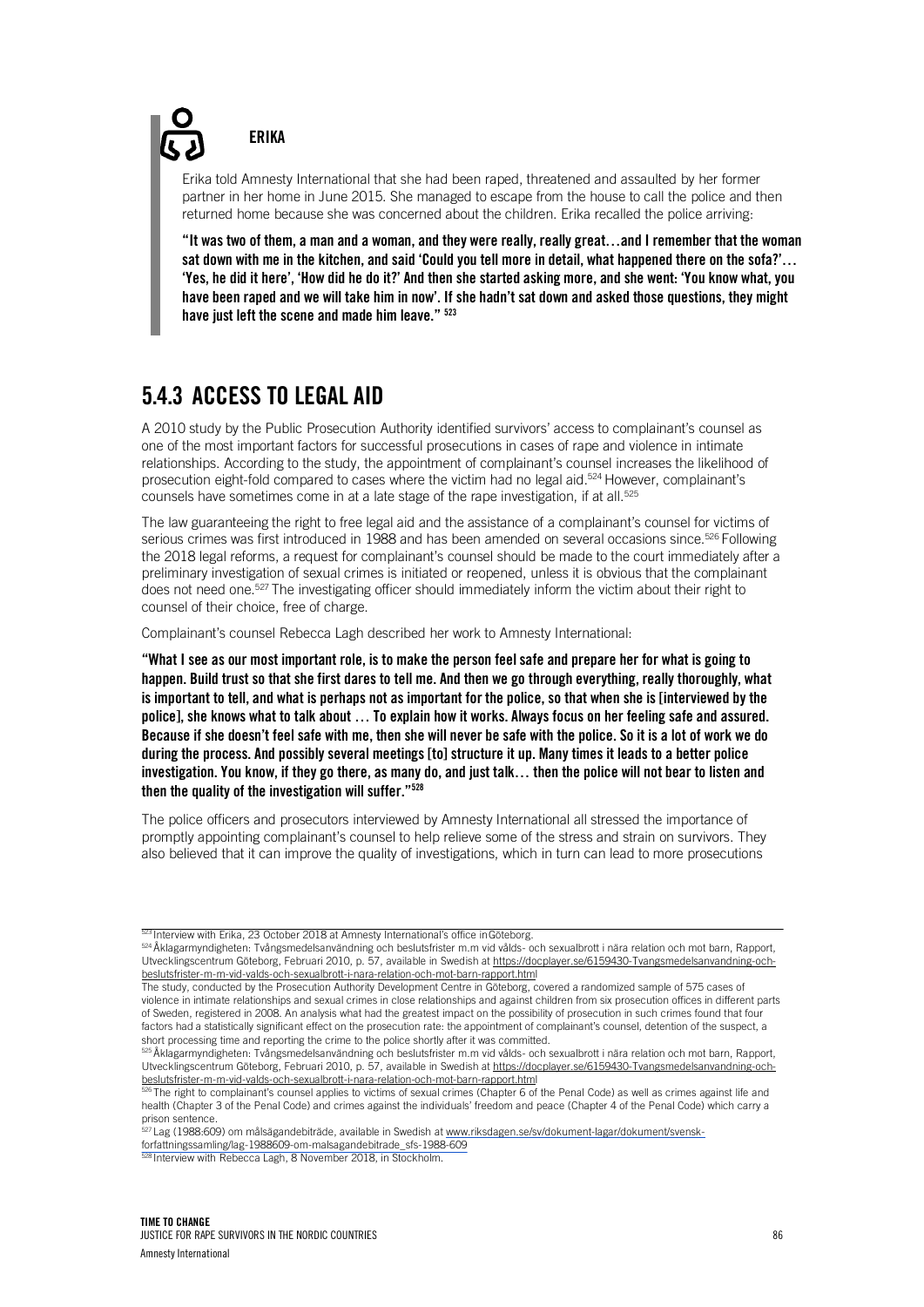**ERIKA**

Erika told Amnesty International that she had been raped, threatened and assaulted by her former partner in her home in June 2015. She managed to escape from the house to call the police and then returned home because she was concerned about the children. Erika recalled the police arriving:

**"It was two of them, a man and a woman, and they were really, really great…and I remember that the woman sat down with me in the kitchen, and said 'Could you tell more in detail, what happened there on the sofa?'… 'Yes, he did it here', 'How did he do it?' And then she started asking more, and she went: 'You know what, you have been raped and we will take him in now'. If she hadn't sat down and asked those questions, they might have just left the scene and made him leave."** [523]

## 5.4.3 ACCESS TO LEGAL AID

A 2010 study by the Public Prosecution Authority identified survivors' access to complainant's counsel as one of the most important factors for successful prosecutions in cases of rape and violence in intimate relationships. According to the study, the appointment of complainant's counsel increases the likelihood of prosecution eight-fold compared to cases where the victim had no legal aid.[524] However, complainant's counsels have sometimes come in at a late stage of the rape investigation, if at all.[525]

The law guaranteeing the right to free legal aid and the assistance of a complainant's counsel for victims of serious crimes was first introduced in 1988 and has been amended on several occasions since.[526] Following the 2018 legal reforms, a request for complainant's counsel should be made to the court immediately after a preliminary investigation of sexual crimes is initiated or reopened, unless it is obvious that the complainant does not need one.[527] The investigating officer should immediately inform the victim about their right to counsel of their choice, free of charge.

Complainant's counsel Rebecca Lagh described her work to Amnesty International:

**"What I see as our most important role, is to make the person feel safe and prepare her for what is going to happen. Build trust so that she first dares to tell me. And then we go through everything, really thoroughly, what is important to tell, and what is perhaps not as important for the police, so that when she is [interviewed by the police], she knows what to talk about … To explain how it works. Always focus on her feeling safe and assured. Because if she doesn't feel safe with me, then she will never be safe with the police. So it is a lot of work we do during the process. And possibly several meetings [to] structure it up. Many times it leads to a better police investigation. You know, if they go there, as many do, and just talk… then the police will not bear to listen and then the quality of the investigation will suffer."**[528]

The police officers and prosecutors interviewed by Amnesty International all stressed the importance of promptly appointing complainant's counsel to help relieve some of the stress and strain on survivors. They also believed that it can improve the quality of investigations, which in turn can lead to more prosecutions

---

[523] Interview with Erika, 23 October 2018 at Amnesty International's office inGöteborg.

[524] Åklagarmyndigheten: Tvångsmedelsanvändning och beslutsfrister m.m vid vålds- och sexualbrott i nära relation och mot barn, Rapport, Utvecklingscentrum Göteborg, Februari 2010, p. 57, available in Swedish at https://docplayer.se/6159430-Tvangsmedelsanvandning-och-beslutsfrister-m-m-vid-valds-och-sexualbrott-i-nara-relation-och-mot-barn-rapport.html

The study, conducted by the Prosecution Authority Development Centre in Göteborg, covered a randomized sample of 575 cases of violence in intimate relationships and sexual crimes in close relationships and against children from six prosecution offices in different parts of Sweden, registered in 2008. An analysis what had the greatest impact on the possibility of prosecution in such crimes found that four factors had a statistically significant effect on the prosecution rate: the appointment of complainant's counsel, detention of the suspect, a short processing time and reporting the crime to the police shortly after it was committed.

[525] Åklagarmyndigheten: Tvångsmedelsanvändning och beslutsfrister m.m vid vålds- och sexualbrott i nära relation och mot barn, Rapport, Utvecklingscentrum Göteborg, Februari 2010, p. 57, available in Swedish at https://docplayer.se/6159430-Tvangsmedelsanvandning-och-beslutsfrister-m-m-vid-valds-och-sexualbrott-i-nara-relation-och-mot-barn-rapport.html

[526] The right to complainant's counsel applies to victims of sexual crimes (Chapter 6 of the Penal Code) as well as crimes against life and health (Chapter 3 of the Penal Code) and crimes against the individuals' freedom and peace (Chapter 4 of the Penal Code) which carry a prison sentence.

[527] Lag (1988:609) om målsägandebiträde, available in Swedish at www.riksdagen.se/sv/dokument-lagar/dokument/svensk-forfattningssamling/lag-1988609-om-malsagandebitrade_sfs-1988-609

[528] Interview with Rebecca Lagh, 8 November 2018, in Stockholm.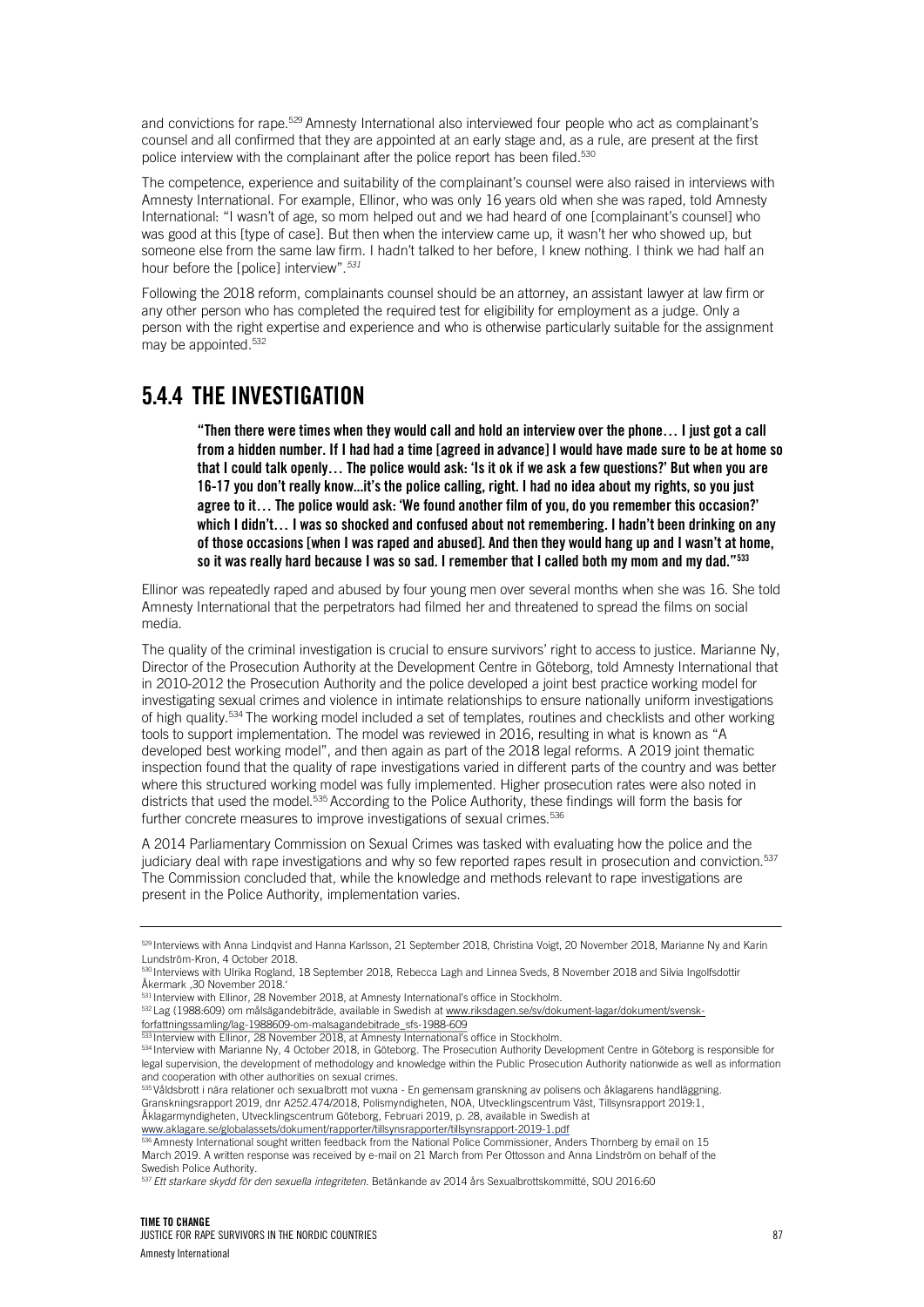and convictions for rape.[529] Amnesty International also interviewed four people who act as complainant's counsel and all confirmed that they are appointed at an early stage and, as a rule, are present at the first police interview with the complainant after the police report has been filed.[530]

The competence, experience and suitability of the complainant's counsel were also raised in interviews with Amnesty International. For example, Ellinor, who was only 16 years old when she was raped, told Amnesty International: "I wasn't of age, so mom helped out and we had heard of one [complainant's counsel] who was good at this [type of case]. But then when the interview came up, it wasn't her who showed up, but someone else from the same law firm. I hadn't talked to her before, I knew nothing. I think we had half an hour before the [police] interview".[531]

Following the 2018 reform, complainants counsel should be an attorney, an assistant lawyer at law firm or any other person who has completed the required test for eligibility for employment as a judge. Only a person with the right expertise and experience and who is otherwise particularly suitable for the assignment may be appointed.[532]

## 5.4.4 THE INVESTIGATION

> **"Then there were times when they would call and hold an interview over the phone… I just got a call from a hidden number. If I had had a time [agreed in advance] I would have made sure to be at home so that I could talk openly… The police would ask: 'Is it ok if we ask a few questions?' But when you are 16-17 you don't really know…it's the police calling, right. I had no idea about my rights, so you just agree to it… The police would ask: 'We found another film of you, do you remember this occasion?' which I didn't… I was so shocked and confused about not remembering. I hadn't been drinking on any of those occasions [when I was raped and abused]. And then they would hang up and I wasn't at home, so it was really hard because I was so sad. I remember that I called both my mom and my dad."[533]**

Ellinor was repeatedly raped and abused by four young men over several months when she was 16. She told Amnesty International that the perpetrators had filmed her and threatened to spread the films on social media.

The quality of the criminal investigation is crucial to ensure survivors' right to access to justice. Marianne Ny, Director of the Prosecution Authority at the Development Centre in Göteborg, told Amnesty International that in 2010-2012 the Prosecution Authority and the police developed a joint best practice working model for investigating sexual crimes and violence in intimate relationships to ensure nationally uniform investigations of high quality.[534] The working model included a set of templates, routines and checklists and other working tools to support implementation. The model was reviewed in 2016, resulting in what is known as "A developed best working model", and then again as part of the 2018 legal reforms. A 2019 joint thematic inspection found that the quality of rape investigations varied in different parts of the country and was better where this structured working model was fully implemented. Higher prosecution rates were also noted in districts that used the model.[535] According to the Police Authority, these findings will form the basis for further concrete measures to improve investigations of sexual crimes.[536]

A 2014 Parliamentary Commission on Sexual Crimes was tasked with evaluating how the police and the judiciary deal with rape investigations and why so few reported rapes result in prosecution and conviction.[537] The Commission concluded that, while the knowledge and methods relevant to rape investigations are present in the Police Authority, implementation varies.

---

[529] Interviews with Anna Lindqvist and Hanna Karlsson, 21 September 2018, Christina Voigt, 20 November 2018, Marianne Ny and Karin Lundström-Kron, 4 October 2018.

[530] Interviews with Ulrika Rogland, 18 September 2018, Rebecca Lagh and Linnea Sveds, 8 November 2018 and Silvia Ingolfsdottir Åkermark ,30 November 2018.'

[531] Interview with Ellinor, 28 November 2018, at Amnesty International's office in Stockholm.

[532] Lag (1988:609) om målsägandebiträde, available in Swedish at www.riksdagen.se/sv/dokument-lagar/dokument/svensk-forfattningssamling/lag-1988609-om-malsagandebitrade_sfs-1988-609

[533] Interview with Ellinor, 28 November 2018, at Amnesty International's office in Stockholm.

[534] Interview with Marianne Ny, 4 October 2018, in Göteborg. The Prosecution Authority Development Centre in Göteborg is responsible for legal supervision, the development of methodology and knowledge within the Public Prosecution Authority nationwide as well as information and cooperation with other authorities on sexual crimes.

[535] Våldsbrott i nära relationer och sexualbrott mot vuxna - En gemensam granskning av polisens och åklagarens handläggning. Granskningsrapport 2019, dnr A252.474/2018, Polismyndigheten, NOA, Utvecklingscentrum Väst, Tillsynsrapport 2019:1, Åklagarmyndigheten, Utvecklingscentrum Göteborg, Februari 2019, p. 28, available in Swedish at www.aklagare.se/globalassets/dokument/rapporter/tillsynsrapporter/tillsynsrapport-2019-1.pdf

[536] Amnesty International sought written feedback from the National Police Commissioner, Anders Thornberg by email on 15 March 2019. A written response was received by e-mail on 21 March from Per Ottosson and Anna Lindström on behalf of the Swedish Police Authority.

[537] *Ett starkare skydd för den sexuella integriteten.* Betänkande av 2014 års Sexualbrottskommitté, SOU 2016:60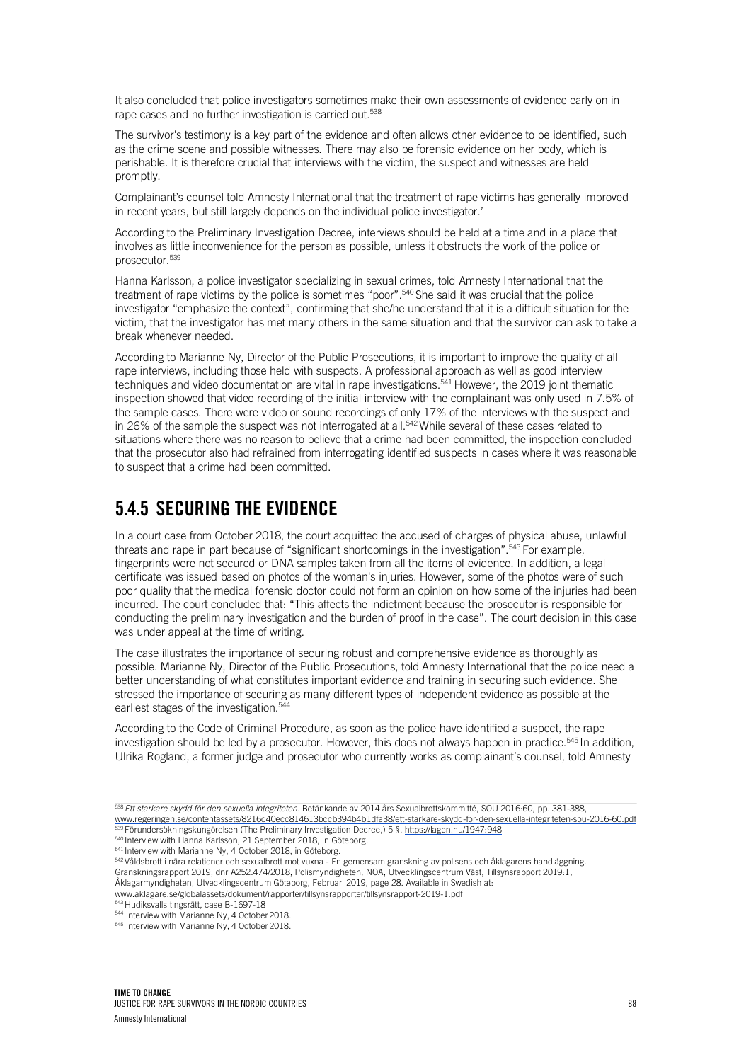It also concluded that police investigators sometimes make their own assessments of evidence early on in rape cases and no further investigation is carried out.[538]

The survivor's testimony is a key part of the evidence and often allows other evidence to be identified, such as the crime scene and possible witnesses. There may also be forensic evidence on her body, which is perishable. It is therefore crucial that interviews with the victim, the suspect and witnesses are held promptly.

Complainant's counsel told Amnesty International that the treatment of rape victims has generally improved in recent years, but still largely depends on the individual police investigator.'

According to the Preliminary Investigation Decree, interviews should be held at a time and in a place that involves as little inconvenience for the person as possible, unless it obstructs the work of the police or prosecutor.[539]

Hanna Karlsson, a police investigator specializing in sexual crimes, told Amnesty International that the treatment of rape victims by the police is sometimes "poor".[540] She said it was crucial that the police investigator "emphasize the context", confirming that she/he understand that it is a difficult situation for the victim, that the investigator has met many others in the same situation and that the survivor can ask to take a break whenever needed.

According to Marianne Ny, Director of the Public Prosecutions, it is important to improve the quality of all rape interviews, including those held with suspects. A professional approach as well as good interview techniques and video documentation are vital in rape investigations.[541] However, the 2019 joint thematic inspection showed that video recording of the initial interview with the complainant was only used in 7.5% of the sample cases. There were video or sound recordings of only 17% of the interviews with the suspect and in 26% of the sample the suspect was not interrogated at all.[542] While several of these cases related to situations where there was no reason to believe that a crime had been committed, the inspection concluded that the prosecutor also had refrained from interrogating identified suspects in cases where it was reasonable to suspect that a crime had been committed.

## 5.4.5 SECURING THE EVIDENCE

In a court case from October 2018, the court acquitted the accused of charges of physical abuse, unlawful threats and rape in part because of "significant shortcomings in the investigation".[543] For example, fingerprints were not secured or DNA samples taken from all the items of evidence. In addition, a legal certificate was issued based on photos of the woman's injuries. However, some of the photos were of such poor quality that the medical forensic doctor could not form an opinion on how some of the injuries had been incurred. The court concluded that: "This affects the indictment because the prosecutor is responsible for conducting the preliminary investigation and the burden of proof in the case". The court decision in this case was under appeal at the time of writing.

The case illustrates the importance of securing robust and comprehensive evidence as thoroughly as possible. Marianne Ny, Director of the Public Prosecutions, told Amnesty International that the police need a better understanding of what constitutes important evidence and training in securing such evidence. She stressed the importance of securing as many different types of independent evidence as possible at the earliest stages of the investigation.[544]

According to the Code of Criminal Procedure, as soon as the police have identified a suspect, the rape investigation should be led by a prosecutor. However, this does not always happen in practice.[545] In addition, Ulrika Rogland, a former judge and prosecutor who currently works as complainant's counsel, told Amnesty

---

[538] *Ett starkare skydd för den sexuella integriteten*. Betänkande av 2014 års Sexualbrottskommitté, SOU 2016:60, pp. 381-388, www.regeringen.se/contentassets/8216d40ecc814613bccb394b4b1dfa38/ett-starkare-skydd-for-den-sexuella-integriteten-sou-2016-60.pdf

[539] Förundersökningskungörelsen (The Preliminary Investigation Decree,) 5 §, https://lagen.nu/1947:948

[540] Interview with Hanna Karlsson, 21 September 2018, in Göteborg.

[541] Interview with Marianne Ny, 4 October 2018, in Göteborg.

[542] Våldsbrott i nära relationer och sexualbrott mot vuxna - En gemensam granskning av polisens och åklagarens handläggning. Granskningsrapport 2019, dnr A252.474/2018, Polismyndigheten, NOA, Utvecklingscentrum Väst, Tillsynsrapport 2019:1, Åklagarmyndigheten, Utvecklingscentrum Göteborg, Februari 2019, page 28. Available in Swedish at: www.aklagare.se/globalassets/dokument/rapporter/tillsynsrapporter/tillsynsrapport-2019-1.pdf

[543] Hudiksvalls tingsrätt, case B-1697-18

[544] Interview with Marianne Ny, 4 October 2018.

[545] Interview with Marianne Ny, 4 October 2018.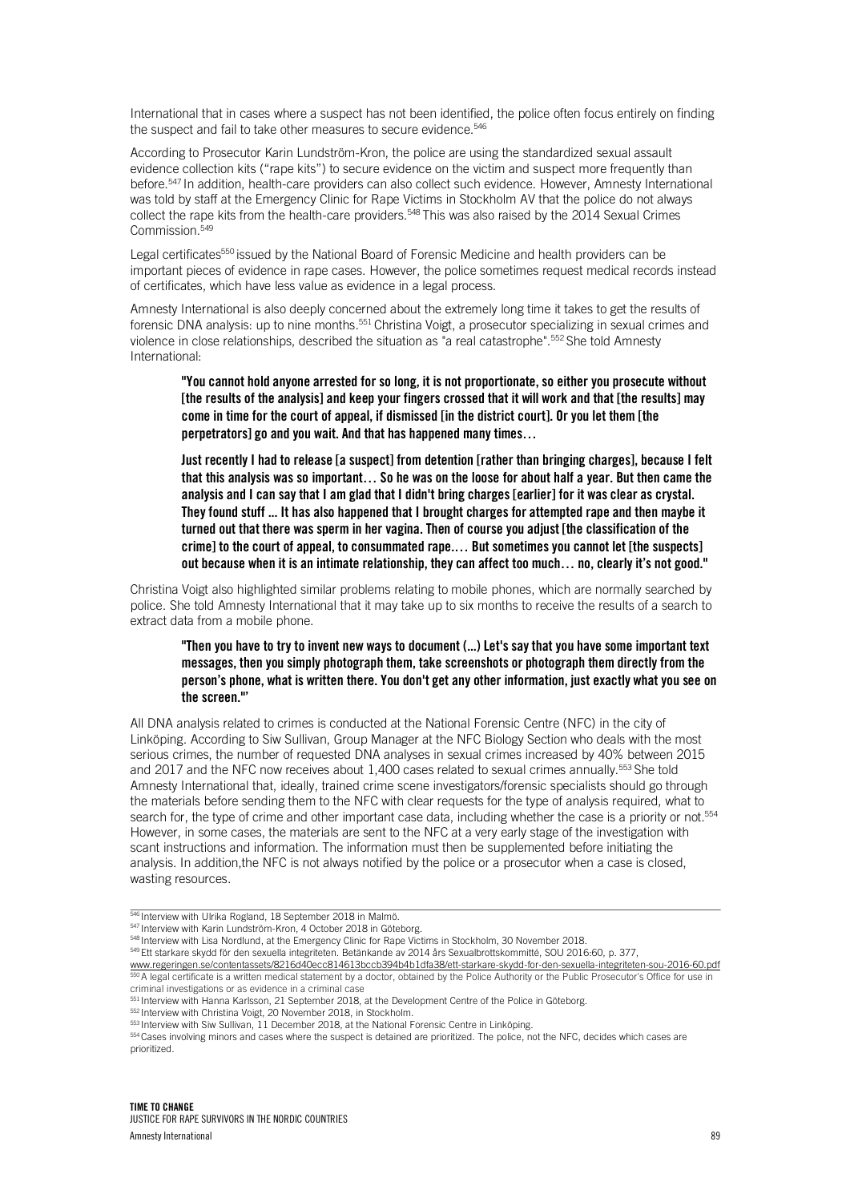International that in cases where a suspect has not been identified, the police often focus entirely on finding the suspect and fail to take other measures to secure evidence.[546]

According to Prosecutor Karin Lundström-Kron, the police are using the standardized sexual assault evidence collection kits ("rape kits") to secure evidence on the victim and suspect more frequently than before.[547] In addition, health-care providers can also collect such evidence. However, Amnesty International was told by staff at the Emergency Clinic for Rape Victims in Stockholm AV that the police do not always collect the rape kits from the health-care providers.[548] This was also raised by the 2014 Sexual Crimes Commission.[549]

Legal certificates[550] issued by the National Board of Forensic Medicine and health providers can be important pieces of evidence in rape cases. However, the police sometimes request medical records instead of certificates, which have less value as evidence in a legal process.

Amnesty International is also deeply concerned about the extremely long time it takes to get the results of forensic DNA analysis: up to nine months.[551] Christina Voigt, a prosecutor specializing in sexual crimes and violence in close relationships, described the situation as "a real catastrophe".[552] She told Amnesty International:

> **"You cannot hold anyone arrested for so long, it is not proportionate, so either you prosecute without [the results of the analysis] and keep your fingers crossed that it will work and that [the results] may come in time for the court of appeal, if dismissed [in the district court]. Or you let them [the perpetrators] go and you wait. And that has happened many times…**
>
> **Just recently I had to release [a suspect] from detention [rather than bringing charges], because I felt that this analysis was so important… So he was on the loose for about half a year. But then came the analysis and I can say that I am glad that I didn't bring charges [earlier] for it was clear as crystal. They found stuff ... It has also happened that I brought charges for attempted rape and then maybe it turned out that there was sperm in her vagina. Then of course you adjust [the classification of the crime] to the court of appeal, to consummated rape.… But sometimes you cannot let [the suspects] out because when it is an intimate relationship, they can affect too much… no, clearly it's not good."**

Christina Voigt also highlighted similar problems relating to mobile phones, which are normally searched by police. She told Amnesty International that it may take up to six months to receive the results of a search to extract data from a mobile phone.

> **"Then you have to try to invent new ways to document (...) Let's say that you have some important text messages, then you simply photograph them, take screenshots or photograph them directly from the person's phone, what is written there. You don't get any other information, just exactly what you see on the screen."'**

All DNA analysis related to crimes is conducted at the National Forensic Centre (NFC) in the city of Linköping. According to Siw Sullivan, Group Manager at the NFC Biology Section who deals with the most serious crimes, the number of requested DNA analyses in sexual crimes increased by 40% between 2015 and 2017 and the NFC now receives about 1,400 cases related to sexual crimes annually.[553] She told Amnesty International that, ideally, trained crime scene investigators/forensic specialists should go through the materials before sending them to the NFC with clear requests for the type of analysis required, what to search for, the type of crime and other important case data, including whether the case is a priority or not.[554] However, in some cases, the materials are sent to the NFC at a very early stage of the investigation with scant instructions and information. The information must then be supplemented before initiating the analysis. In addition,the NFC is not always notified by the police or a prosecutor when a case is closed, wasting resources.

---

[546] Interview with Ulrika Rogland, 18 September 2018 in Malmö.

[547] Interview with Karin Lundström-Kron, 4 October 2018 in Göteborg.

[548] Interview with Lisa Nordlund, at the Emergency Clinic for Rape Victims in Stockholm, 30 November 2018.

[549] Ett starkare skydd för den sexuella integriteten. Betänkande av 2014 års Sexualbrottskommitté, SOU 2016:60, p. 377, www.regeringen.se/contentassets/8216d40ecc814613bccb394b4b1dfa38/ett-starkare-skydd-for-den-sexuella-integriteten-sou-2016-60.pdf

[550] A legal certificate is a written medical statement by a doctor, obtained by the Police Authority or the Public Prosecutor's Office for use in criminal investigations or as evidence in a criminal case

[551] Interview with Hanna Karlsson, 21 September 2018, at the Development Centre of the Police in Göteborg.

[552] Interview with Christina Voigt, 20 November 2018, in Stockholm.

[553] Interview with Siw Sullivan, 11 December 2018, at the National Forensic Centre in Linköping.

[554] Cases involving minors and cases where the suspect is detained are prioritized. The police, not the NFC, decides which cases are prioritized.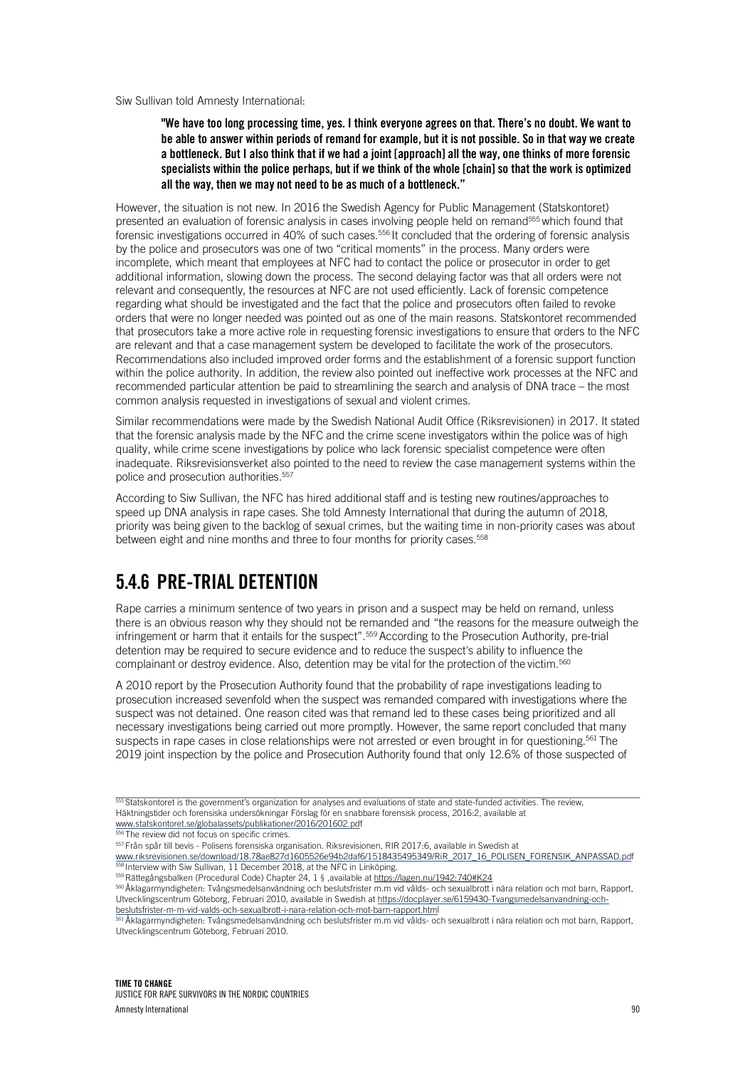Siw Sullivan told Amnesty International:

> **"We have too long processing time, yes. I think everyone agrees on that. There's no doubt. We want to be able to answer within periods of remand for example, but it is not possible. So in that way we create a bottleneck. But I also think that if we had a joint [approach] all the way, one thinks of more forensic specialists within the police perhaps, but if we think of the whole [chain] so that the work is optimized all the way, then we may not need to be as much of a bottleneck."**

However, the situation is not new. In 2016 the Swedish Agency for Public Management (Statskontoret) presented an evaluation of forensic analysis in cases involving people held on remand[555] which found that forensic investigations occurred in 40% of such cases.[556] It concluded that the ordering of forensic analysis by the police and prosecutors was one of two "critical moments" in the process. Many orders were incomplete, which meant that employees at NFC had to contact the police or prosecutor in order to get additional information, slowing down the process. The second delaying factor was that all orders were not relevant and consequently, the resources at NFC are not used efficiently. Lack of forensic competence regarding what should be investigated and the fact that the police and prosecutors often failed to revoke orders that were no longer needed was pointed out as one of the main reasons. Statskontoret recommended that prosecutors take a more active role in requesting forensic investigations to ensure that orders to the NFC are relevant and that a case management system be developed to facilitate the work of the prosecutors. Recommendations also included improved order forms and the establishment of a forensic support function within the police authority. In addition, the review also pointed out ineffective work processes at the NFC and recommended particular attention be paid to streamlining the search and analysis of DNA trace – the most common analysis requested in investigations of sexual and violent crimes.

Similar recommendations were made by the Swedish National Audit Office (Riksrevisionen) in 2017. It stated that the forensic analysis made by the NFC and the crime scene investigators within the police was of high quality, while crime scene investigations by police who lack forensic specialist competence were often inadequate. Riksrevisionsverket also pointed to the need to review the case management systems within the police and prosecution authorities.[557]

According to Siw Sullivan, the NFC has hired additional staff and is testing new routines/approaches to speed up DNA analysis in rape cases. She told Amnesty International that during the autumn of 2018, priority was being given to the backlog of sexual crimes, but the waiting time in non-priority cases was about between eight and nine months and three to four months for priority cases.[558]

## 5.4.6 PRE-TRIAL DETENTION

Rape carries a minimum sentence of two years in prison and a suspect may be held on remand, unless there is an obvious reason why they should not be remanded and "the reasons for the measure outweigh the infringement or harm that it entails for the suspect".[559] According to the Prosecution Authority, pre-trial detention may be required to secure evidence and to reduce the suspect's ability to influence the complainant or destroy evidence. Also, detention may be vital for the protection of the victim.[560]

A 2010 report by the Prosecution Authority found that the probability of rape investigations leading to prosecution increased sevenfold when the suspect was remanded compared with investigations where the suspect was not detained. One reason cited was that remand led to these cases being prioritized and all necessary investigations being carried out more promptly. However, the same report concluded that many suspects in rape cases in close relationships were not arrested or even brought in for questioning.[561] The 2019 joint inspection by the police and Prosecution Authority found that only 12.6% of those suspected of

---

[555] Statskontoret is the government's organization for analyses and evaluations of state and state-funded activities. The review, Häktningstider och forensiska undersökningar Förslag för en snabbare forensisk process, 2016:2, available at www.statskontoret.se/globalassets/publikationer/2016/201602.pdf

[556] The review did not focus on specific crimes.

[557] Från spår till bevis - Polisens forensiska organisation. Riksrevisionen, RIR 2017:6, available in Swedish at www.riksrevisionen.se/download/18.78ae827d1605526e94b2daf6/1518435495349/RiR_2017_16_POLISEN_FORENSIK_ANPASSAD.pdf

[558] Interview with Siw Sullivan, 11 December 2018, at the NFC in Linköping.

[559] Rättegångsbalken (Procedural Code) Chapter 24, 1 § ,available at https://lagen.nu/1942:740#K24

[560] Åklagarmyndigheten: Tvångsmedelsanvändning och beslutsfrister m.m vid vålds- och sexualbrott i nära relation och mot barn, Rapport, Utvecklingscentrum Göteborg, Februari 2010, available in Swedish at https://docplayer.se/6159430-Tvangsmedelsanvandning-och-beslutsfrister-m-m-vid-valds-och-sexualbrott-i-nara-relation-och-mot-barn-rapport.html

[561] Åklagarmyndigheten: Tvångsmedelsanvändning och beslutsfrister m.m vid vålds- och sexualbrott i nära relation och mot barn, Rapport, Utvecklingscentrum Göteborg, Februari 2010.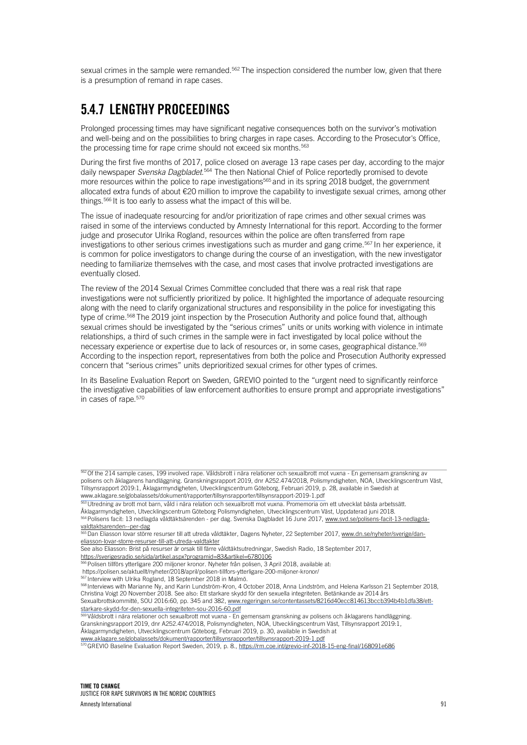sexual crimes in the sample were remanded.[562] The inspection considered the number low, given that there is a presumption of remand in rape cases.

## 5.4.7 LENGTHY PROCEEDINGS

Prolonged processing times may have significant negative consequences both on the survivor's motivation and well-being and on the possibilities to bring charges in rape cases. According to the Prosecutor's Office, the processing time for rape crime should not exceed six months.[563]

During the first five months of 2017, police closed on average 13 rape cases per day, according to the major daily newspaper *Svenska Dagbladet*.[564] The then National Chief of Police reportedly promised to devote more resources within the police to rape investigations[565] and in its spring 2018 budget, the government allocated extra funds of about €20 million to improve the capability to investigate sexual crimes, among other things.[566] It is too early to assess what the impact of this will be.

The issue of inadequate resourcing for and/or prioritization of rape crimes and other sexual crimes was raised in some of the interviews conducted by Amnesty International for this report. According to the former judge and prosecutor Ulrika Rogland, resources within the police are often transferred from rape investigations to other serious crimes investigations such as murder and gang crime.[567] In her experience, it is common for police investigators to change during the course of an investigation, with the new investigator needing to familiarize themselves with the case, and most cases that involve protracted investigations are eventually closed.

The review of the 2014 Sexual Crimes Committee concluded that there was a real risk that rape investigations were not sufficiently prioritized by police. It highlighted the importance of adequate resourcing along with the need to clarify organizational structures and responsibility in the police for investigating this type of crime.[568] The 2019 joint inspection by the Prosecution Authority and police found that, although sexual crimes should be investigated by the "serious crimes" units or units working with violence in intimate relationships, a third of such crimes in the sample were in fact investigated by local police without the necessary experience or expertise due to lack of resources or, in some cases, geographical distance.[569] According to the inspection report, representatives from both the police and Prosecution Authority expressed concern that "serious crimes" units deprioritized sexual crimes for other types of crimes.

In its Baseline Evaluation Report on Sweden, GREVIO pointed to the "urgent need to significantly reinforce the investigative capabilities of law enforcement authorities to ensure prompt and appropriate investigations" in cases of rape.[570]

---

[562] Of the 214 sample cases, 199 involved rape. Våldsbrott i nära relationer och sexualbrott mot vuxna - En gemensam granskning av polisens och åklagarens handläggning. Granskningsrapport 2019, dnr A252.474/2018, Polismyndigheten, NOA, Utvecklingscentrum Väst, Tillsynsrapport 2019:1, Åklagarmyndigheten, Utvecklingscentrum Göteborg, Februari 2019, p. 28, available in Swedish at www.aklagare.se/globalassets/dokument/rapporter/tillsynsrapporter/tillsynsrapport-2019-1.pdf

[563] Utredning av brott mot barn, våld i nära relation och sexualbrott mot vuxna. Promemoria om ett utvecklat bästa arbetssätt. Åklagarmyndigheten, Utvecklingscentrum Göteborg Polismyndigheten, Utvecklingscentrum Väst, Uppdaterad juni 2018.

[564] Polisens facit: 13 nedlagda våldtäktsärenden - per dag. Svenska Dagbladet 16 June 2017, www.svd.se/polisens-facit-13-nedlagda-valdtaktsarenden--per-dag

[565] Dan Eliasson lovar större resurser till att utreda våldtäkter, Dagens Nyheter, 22 September 2017, www.dn.se/nyheter/sverige/dan-eliasson-lovar-storre-resurser-till-att-utreda-valdtakter
See also Eliasson: Brist på resurser är orsak till färre våldtäktsutredningar, Swedish Radio, 18 September 2017, https://sverigesradio.se/sida/artikel.aspx?programid=83&artikel=6780106

[566] Polisen tillförs ytterligare 200 miljoner kronor. Nyheter från polisen, 3 April 2018, available at: https://polisen.se/aktuellt/nyheter/2018/april/polisen-tillfors-ytterligare-200-miljoner-kronor/

[567] Interview with Ulrika Rogland, 18 September 2018 in Malmö.

[568] Interviews with Marianne Ny, and Karin Lundström-Kron, 4 October 2018, Anna Lindström, and Helena Karlsson 21 September 2018, Christina Voigt 20 November 2018. See also: Ett starkare skydd för den sexuella integriteten. Betänkande av 2014 års Sexualbrottskommitté, SOU 2016:60, pp. 345 and 382, www.regeringen.se/contentassets/8216d40ecc814613bccb394b4b1dfa38/ett-starkare-skydd-for-den-sexuella-integriteten-sou-2016-60.pdf

[569] Våldsbrott i nära relationer och sexualbrott mot vuxna - En gemensam granskning av polisens och åklagarens handläggning. Granskningsrapport 2019, dnr A252.474/2018, Polismyndigheten, NOA, Utvecklingscentrum Väst, Tillsynsrapport 2019:1, Åklagarmyndigheten, Utvecklingscentrum Göteborg, Februari 2019, p. 30, available in Swedish at www.aklagare.se/globalassets/dokument/rapporter/tillsynsrapporter/tillsynsrapport-2019-1.pdf

[570] GREVIO Baseline Evaluation Report Sweden, 2019, p. 8., https://rm.coe.int/grevio-inf-2018-15-eng-final/168091e686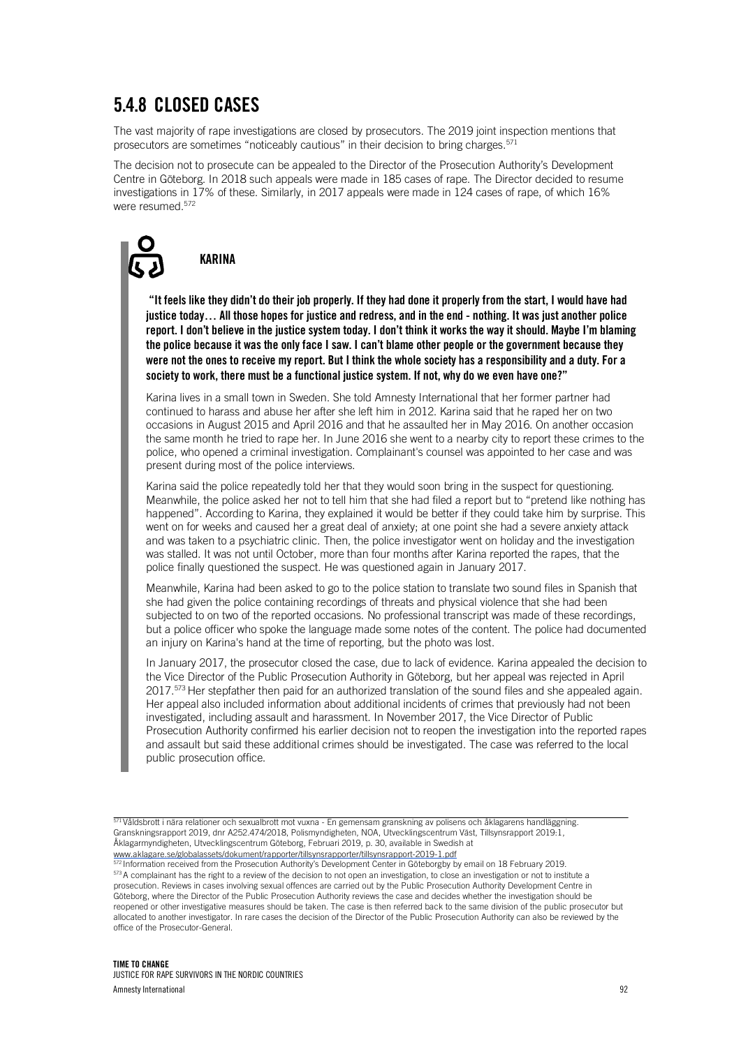## 5.4.8 CLOSED CASES

The vast majority of rape investigations are closed by prosecutors. The 2019 joint inspection mentions that prosecutors are sometimes "noticeably cautious" in their decision to bring charges.[571]

The decision not to prosecute can be appealed to the Director of the Prosecution Authority's Development Centre in Göteborg. In 2018 such appeals were made in 185 cases of rape. The Director decided to resume investigations in 17% of these. Similarly, in 2017 appeals were made in 124 cases of rape, of which 16% were resumed.[572]

### KARINA

**"It feels like they didn't do their job properly. If they had done it properly from the start, I would have had justice today… All those hopes for justice and redress, and in the end - nothing. It was just another police report. I don't believe in the justice system today. I don't think it works the way it should. Maybe I'm blaming the police because it was the only face I saw. I can't blame other people or the government because they were not the ones to receive my report. But I think the whole society has a responsibility and a duty. For a society to work, there must be a functional justice system. If not, why do we even have one?"**

Karina lives in a small town in Sweden. She told Amnesty International that her former partner had continued to harass and abuse her after she left him in 2012. Karina said that he raped her on two occasions in August 2015 and April 2016 and that he assaulted her in May 2016. On another occasion the same month he tried to rape her. In June 2016 she went to a nearby city to report these crimes to the police, who opened a criminal investigation. Complainant's counsel was appointed to her case and was present during most of the police interviews.

Karina said the police repeatedly told her that they would soon bring in the suspect for questioning. Meanwhile, the police asked her not to tell him that she had filed a report but to "pretend like nothing has happened". According to Karina, they explained it would be better if they could take him by surprise. This went on for weeks and caused her a great deal of anxiety; at one point she had a severe anxiety attack and was taken to a psychiatric clinic. Then, the police investigator went on holiday and the investigation was stalled. It was not until October, more than four months after Karina reported the rapes, that the police finally questioned the suspect. He was questioned again in January 2017.

Meanwhile, Karina had been asked to go to the police station to translate two sound files in Spanish that she had given the police containing recordings of threats and physical violence that she had been subjected to on two of the reported occasions. No professional transcript was made of these recordings, but a police officer who spoke the language made some notes of the content. The police had documented an injury on Karina's hand at the time of reporting, but the photo was lost.

In January 2017, the prosecutor closed the case, due to lack of evidence. Karina appealed the decision to the Vice Director of the Public Prosecution Authority in Göteborg, but her appeal was rejected in April 2017.[573] Her stepfather then paid for an authorized translation of the sound files and she appealed again. Her appeal also included information about additional incidents of crimes that previously had not been investigated, including assault and harassment. In November 2017, the Vice Director of Public Prosecution Authority confirmed his earlier decision not to reopen the investigation into the reported rapes and assault but said these additional crimes should be investigated. The case was referred to the local public prosecution office.

---

[571] Våldsbrott i nära relationer och sexualbrott mot vuxna - En gemensam granskning av polisens och åklagarens handläggning. Granskningsrapport 2019, dnr A252.474/2018, Polismyndigheten, NOA, Utvecklingscentrum Väst, Tillsynsrapport 2019:1, Åklagarmyndigheten, Utvecklingscentrum Göteborg, Februari 2019, p. 30, available in Swedish at www.aklagare.se/globalassets/dokument/rapporter/tillsynsrapporter/tillsynsrapport-2019-1.pdf

[572] Information received from the Prosecution Authority's Development Center in Göteborgby by email on 18 February 2019.

[573] A complainant has the right to a review of the decision to not open an investigation, to close an investigation or not to institute a prosecution. Reviews in cases involving sexual offences are carried out by the Public Prosecution Authority Development Centre in Göteborg, where the Director of the Public Prosecution Authority reviews the case and decides whether the investigation should be reopened or other investigative measures should be taken. The case is then referred back to the same division of the public prosecutor but allocated to another investigator. In rare cases the decision of the Director of the Public Prosecution Authority can also be reviewed by the office of the Prosecutor-General.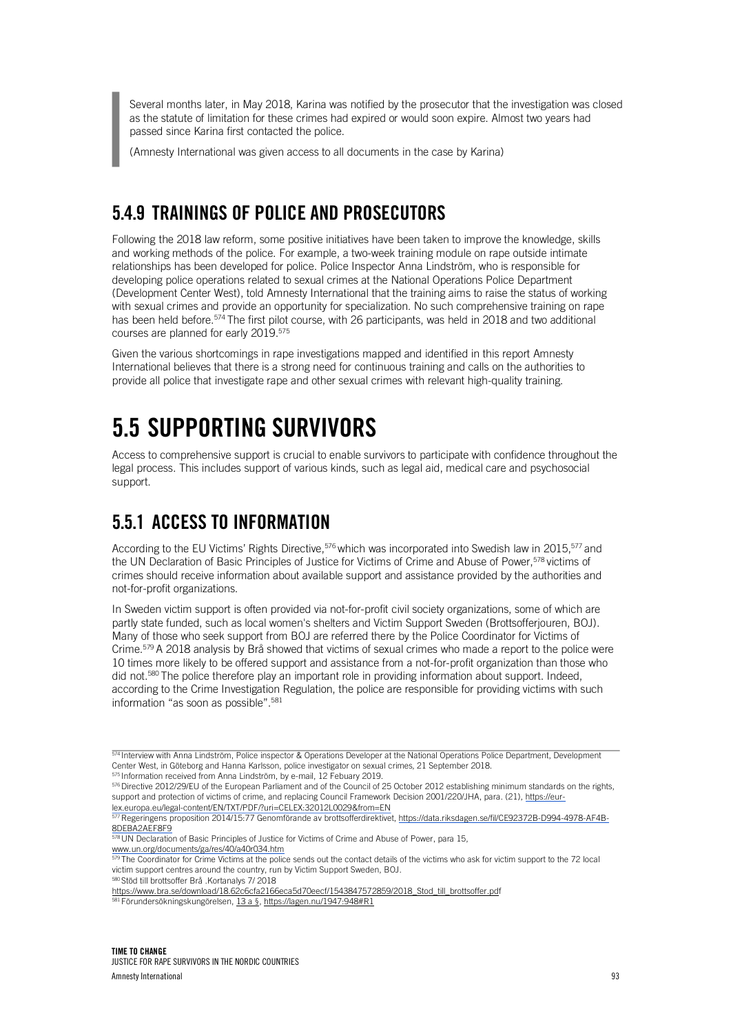> Several months later, in May 2018, Karina was notified by the prosecutor that the investigation was closed as the statute of limitation for these crimes had expired or would soon expire. Almost two years had passed since Karina first contacted the police.
>
> (Amnesty International was given access to all documents in the case by Karina)

### 5.4.9 TRAININGS OF POLICE AND PROSECUTORS

Following the 2018 law reform, some positive initiatives have been taken to improve the knowledge, skills and working methods of the police. For example, a two-week training module on rape outside intimate relationships has been developed for police. Police Inspector Anna Lindström, who is responsible for developing police operations related to sexual crimes at the National Operations Police Department (Development Center West), told Amnesty International that the training aims to raise the status of working with sexual crimes and provide an opportunity for specialization. No such comprehensive training on rape has been held before.[574] The first pilot course, with 26 participants, was held in 2018 and two additional courses are planned for early 2019.[575]

Given the various shortcomings in rape investigations mapped and identified in this report Amnesty International believes that there is a strong need for continuous training and calls on the authorities to provide all police that investigate rape and other sexual crimes with relevant high-quality training.

## 5.5 SUPPORTING SURVIVORS

Access to comprehensive support is crucial to enable survivors to participate with confidence throughout the legal process. This includes support of various kinds, such as legal aid, medical care and psychosocial support.

### 5.5.1 ACCESS TO INFORMATION

According to the EU Victims' Rights Directive,[576] which was incorporated into Swedish law in 2015,[577] and the UN Declaration of Basic Principles of Justice for Victims of Crime and Abuse of Power,[578] victims of crimes should receive information about available support and assistance provided by the authorities and not-for-profit organizations.

In Sweden victim support is often provided via not-for-profit civil society organizations, some of which are partly state funded, such as local women's shelters and Victim Support Sweden (Brottsofferjouren, BOJ). Many of those who seek support from BOJ are referred there by the Police Coordinator for Victims of Crime.[579] A 2018 analysis by Brå showed that victims of sexual crimes who made a report to the police were 10 times more likely to be offered support and assistance from a not-for-profit organization than those who did not.[580] The police therefore play an important role in providing information about support. Indeed, according to the Crime Investigation Regulation, the police are responsible for providing victims with such information "as soon as possible".[581]

---

[574] Interview with Anna Lindström, Police inspector & Operations Developer at the National Operations Police Department, Development Center West, in Göteborg and Hanna Karlsson, police investigator on sexual crimes, 21 September 2018.

[575] Information received from Anna Lindström, by e-mail, 12 Febuary 2019.

[576] Directive 2012/29/EU of the European Parliament and of the Council of 25 October 2012 establishing minimum standards on the rights, support and protection of victims of crime, and replacing Council Framework Decision 2001/220/JHA, para. (21), https://eur-lex.europa.eu/legal-content/EN/TXT/PDF/?uri=CELEX:32012L0029&from=EN

[577] Regeringens proposition 2014/15:77 Genomförande av brottsofferdirektivet, https://data.riksdagen.se/fil/CE92372B-D994-4978-AF4B-8DEBA2AEF8F9

[578] UN Declaration of Basic Principles of Justice for Victims of Crime and Abuse of Power, para 15, www.un.org/documents/ga/res/40/a40r034.htm

[579] The Coordinator for Crime Victims at the police sends out the contact details of the victims who ask for victim support to the 72 local victim support centres around the country, run by Victim Support Sweden, BOJ.

[580] Stöd till brottsoffer Brå .Kortanalys 7/ 2018 https://www.bra.se/download/18.62c6cfa2166eca5d70eecf/1543847572859/2018_Stod_till_brottsoffer.pdf

[581] Förundersökningskungörelsen, 13 a §, https://lagen.nu/1947:948#R1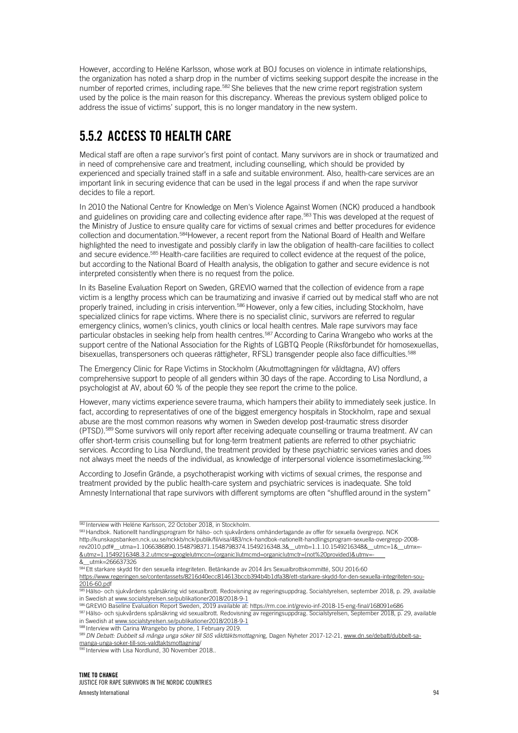However, according to Heléne Karlsson, whose work at BOJ focuses on violence in intimate relationships, the organization has noted a sharp drop in the number of victims seeking support despite the increase in the number of reported crimes, including rape.[582] She believes that the new crime report registration system used by the police is the main reason for this discrepancy. Whereas the previous system obliged police to address the issue of victims' support, this is no longer mandatory in the new system.

## 5.5.2 ACCESS TO HEALTH CARE

Medical staff are often a rape survivor's first point of contact. Many survivors are in shock or traumatized and in need of comprehensive care and treatment, including counselling, which should be provided by experienced and specially trained staff in a safe and suitable environment. Also, health-care services are an important link in securing evidence that can be used in the legal process if and when the rape survivor decides to file a report.

In 2010 the National Centre for Knowledge on Men's Violence Against Women (NCK) produced a handbook and guidelines on providing care and collecting evidence after rape.[583] This was developed at the request of the Ministry of Justice to ensure quality care for victims of sexual crimes and better procedures for evidence collection and documentation.[584] However, a recent report from the National Board of Health and Welfare highlighted the need to investigate and possibly clarify in law the obligation of health-care facilities to collect and secure evidence.[585] Health-care facilities are required to collect evidence at the request of the police, but according to the National Board of Health analysis, the obligation to gather and secure evidence is not interpreted consistently when there is no request from the police.

In its Baseline Evaluation Report on Sweden, GREVIO warned that the collection of evidence from a rape victim is a lengthy process which can be traumatizing and invasive if carried out by medical staff who are not properly trained, including in crisis intervention.[586] However, only a few cities, including Stockholm, have specialized clinics for rape victims. Where there is no specialist clinic, survivors are referred to regular emergency clinics, women's clinics, youth clinics or local health centres. Male rape survivors may face particular obstacles in seeking help from health centres.[587] According to Carina Wrangebo who works at the support centre of the National Association for the Rights of LGBTQ People (Riksförbundet för homosexuellas, bisexuellas, transpersoners och queeras rättigheter, RFSL) transgender people also face difficulties.[588]

The Emergency Clinic for Rape Victims in Stockholm (Akutmottagningen för våldtagna, AV) offers comprehensive support to people of all genders within 30 days of the rape. According to Lisa Nordlund, a psychologist at AV, about 60 % of the people they see report the crime to the police.

However, many victims experience severe trauma, which hampers their ability to immediately seek justice. In fact, according to representatives of one of the biggest emergency hospitals in Stockholm, rape and sexual abuse are the most common reasons why women in Sweden develop post-traumatic stress disorder (PTSD).[589] Some survivors will only report after receiving adequate counselling or trauma treatment. AV can offer short-term crisis counselling but for long-term treatment patients are referred to other psychiatric services. According to Lisa Nordlund, the treatment provided by these psychiatric services varies and does not always meet the needs of the individual, as knowledge of interpersonal violence issometimeslacking.[590]

According to Josefin Grände, a psychotherapist working with victims of sexual crimes, the response and treatment provided by the public health-care system and psychiatric services is inadequate. She told Amnesty International that rape survivors with different symptoms are often "shuffled around in the system"

---

[582] Interview with Heléne Karlsson, 22 October 2018, in Stockholm.

[583] Handbok. Nationellt handlingsprogram för hälso- och sjukvårdens omhändertagande av offer för sexuella övergrepp. NCK http://kunskapsbanken.nck.uu.se/nckkb/nck/publik/fil/visa/483/nck-handbok-nationellt-handlingsprogram-sexuella-overgrepp-2008-rev2010.pdf#__utma=1.1066386890.1548798371.1548798374.1549216348.3&__utmb=1.1.10.1549216348&__utmc=1&__utmx=-&utmz=1.1549216348.3.2.utmcsr=googlelutmccn=(organic)lutmcmd=organiclutmctr=(not%20provided)&utmv=-&__utmk=266637326

[584] Ett starkare skydd för den sexuella integriteten. Betänkande av 2014 års Sexualbrottskommitté, SOU 2016:60 https://www.regeringen.se/contentassets/8216d40ecc814613bccb394b4b1dfa38/ett-starkare-skydd-for-den-sexuella-integriteten-sou-2016-60.pdf

[585] Hälso- och sjukvårdens spårsäkring vid sexualbrott. Redovisning av regeringsuppdrag. Socialstyrelsen, september 2018, p. 29, available in Swedish at www.socialstyrelsen.se/publikationer2018/2018-9-1

[586] GREVIO Baseline Evaluation Report Sweden, 2019 available at: https://rm.coe.int/grevio-inf-2018-15-eng-final/168091e686

[587] Hälso- och sjukvårdens spårsäkring vid sexualbrott. Redovisning av regeringsuppdrag. Socialstyrelsen, September 2018, p. 29, available in Swedish at www.socialstyrelsen.se/publikationer2018/2018-9-1

[588] Interview with Carina Wrangebo by phone, 1 February 2019.

[589] *DN Debatt: Dubbelt så många unga söker till SöS våldtäktsmottagning*, Dagen Nyheter 2017-12-21, www.dn.se/debatt/dubbelt-sa-manga-unga-soker-till-sos-valdtaktsmottagning/

[590] Interview with Lisa Nordlund, 30 November 2018..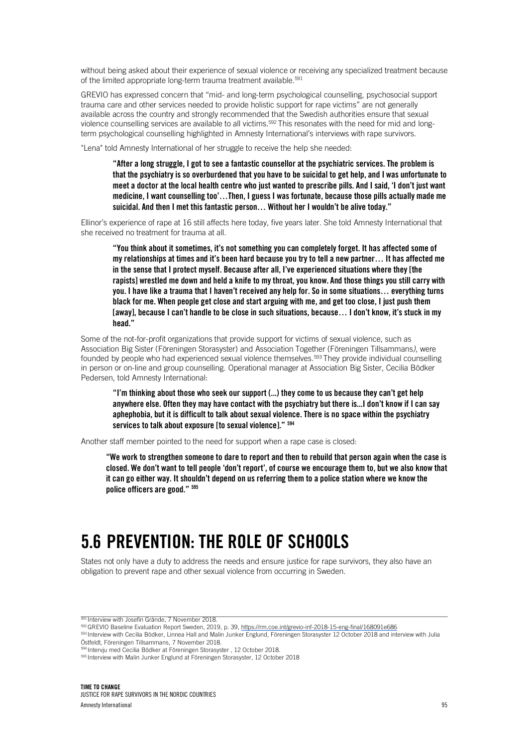without being asked about their experience of sexual violence or receiving any specialized treatment because of the limited appropriate long-term trauma treatment available.[591]

GREVIO has expressed concern that "mid- and long-term psychological counselling, psychosocial support trauma care and other services needed to provide holistic support for rape victims" are not generally available across the country and strongly recommended that the Swedish authorities ensure that sexual violence counselling services are available to all victims.[592] This resonates with the need for mid and long-term psychological counselling highlighted in Amnesty International's interviews with rape survivors.

"Lena" told Amnesty International of her struggle to receive the help she needed:

> **"After a long struggle, I got to see a fantastic counsellor at the psychiatric services. The problem is that the psychiatry is so overburdened that you have to be suicidal to get help, and I was unfortunate to meet a doctor at the local health centre who just wanted to prescribe pills. And I said, 'I don't just want medicine, I want counselling too'…Then, I guess I was fortunate, because those pills actually made me suicidal. And then I met this fantastic person… Without her I wouldn't be alive today."**

Ellinor's experience of rape at 16 still affects here today, five years later. She told Amnesty International that she received no treatment for trauma at all.

> **"You think about it sometimes, it's not something you can completely forget. It has affected some of my relationships at times and it's been hard because you try to tell a new partner… It has affected me in the sense that I protect myself. Because after all, I've experienced situations where they [the rapists] wrestled me down and held a knife to my throat, you know. And those things you still carry with you. I have like a trauma that I haven't received any help for. So in some situations… everything turns black for me. When people get close and start arguing with me, and get too close, I just push them [away], because I can't handle to be close in such situations, because… I don't know, it's stuck in my head."**

Some of the not-for-profit organizations that provide support for victims of sexual violence, such as Association Big Sister (Föreningen Storasyster) and Association Together (Föreningen Tillsammans*)*, were founded by people who had experienced sexual violence themselves.[593] They provide individual counselling in person or on-line and group counselling. Operational manager at Association Big Sister, Cecilia Bödker Pedersen, told Amnesty International:

> **"I'm thinking about those who seek our support (...) they come to us because they can't get help anywhere else. Often they may have contact with the psychiatry but there is...I don't know if I can say aphephobia, but it is difficult to talk about sexual violence. There is no space within the psychiatry services to talk about exposure [to sexual violence]." [594]**

Another staff member pointed to the need for support when a rape case is closed:

> **"We work to strengthen someone to dare to report and then to rebuild that person again when the case is closed. We don't want to tell people 'don't report', of course we encourage them to, but we also know that it can go either way. It shouldn't depend on us referring them to a police station where we know the police officers are good." [595]**

## 5.6 PREVENTION: THE ROLE OF SCHOOLS

States not only have a duty to address the needs and ensure justice for rape survivors, they also have an obligation to prevent rape and other sexual violence from occurring in Sweden.

---

[591] Interview with Josefin Grände, 7 November 2018.

[592] GREVIO Baseline Evaluation Report Sweden, 2019, p. 39, https://rm.coe.int/grevio-inf-2018-15-eng-final/168091e686

[593] Interview with Cecilia Bödker, Linnea Hall and Malin Junker Englund, Föreningen Storasyster 12 October 2018 and interview with Julia Östfeldt, Föreningen Tillsammans, 7 November 2018.

[594] Intervju med Cecilia Bödker at Föreningen Storasyster , 12 October 2018.

[595] Interview with Malin Junker Englund at Föreningen Storasyster, 12 October 2018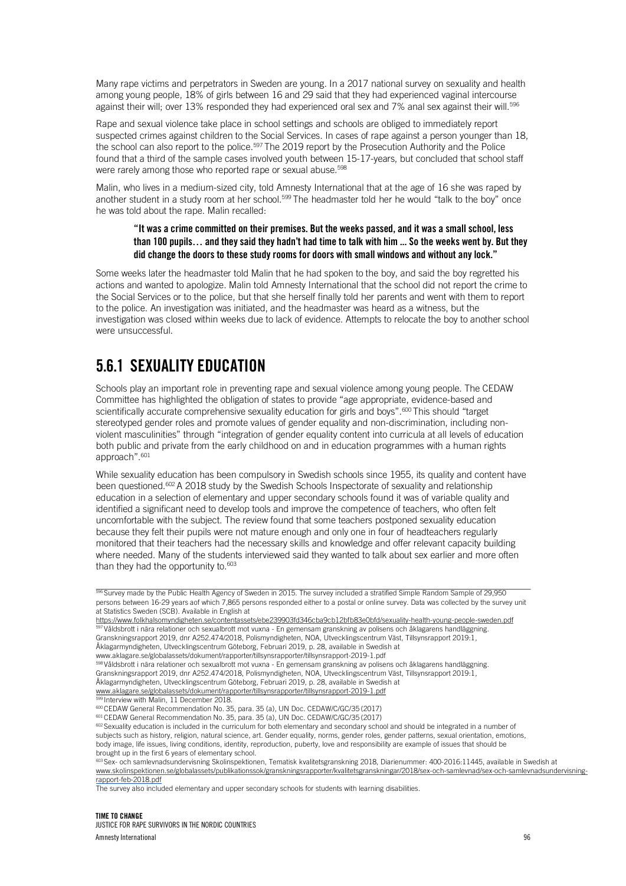Many rape victims and perpetrators in Sweden are young. In a 2017 national survey on sexuality and health among young people, 18% of girls between 16 and 29 said that they had experienced vaginal intercourse against their will; over 13% responded they had experienced oral sex and 7% anal sex against their will.[596]

Rape and sexual violence take place in school settings and schools are obliged to immediately report suspected crimes against children to the Social Services. In cases of rape against a person younger than 18, the school can also report to the police.[597] The 2019 report by the Prosecution Authority and the Police found that a third of the sample cases involved youth between 15-17-years, but concluded that school staff were rarely among those who reported rape or sexual abuse.[598]

Malin, who lives in a medium-sized city, told Amnesty International that at the age of 16 she was raped by another student in a study room at her school.[599] The headmaster told her he would "talk to the boy" once he was told about the rape. Malin recalled:

> **"It was a crime committed on their premises. But the weeks passed, and it was a small school, less than 100 pupils… and they said they hadn't had time to talk with him … So the weeks went by. But they did change the doors to these study rooms for doors with small windows and without any lock."**

Some weeks later the headmaster told Malin that he had spoken to the boy, and said the boy regretted his actions and wanted to apologize. Malin told Amnesty International that the school did not report the crime to the Social Services or to the police, but that she herself finally told her parents and went with them to report to the police. An investigation was initiated, and the headmaster was heard as a witness, but the investigation was closed within weeks due to lack of evidence. Attempts to relocate the boy to another school were unsuccessful.

## 5.6.1 SEXUALITY EDUCATION

Schools play an important role in preventing rape and sexual violence among young people. The CEDAW Committee has highlighted the obligation of states to provide "age appropriate, evidence-based and scientifically accurate comprehensive sexuality education for girls and boys".[600] This should "target stereotyped gender roles and promote values of gender equality and non-discrimination, including non-violent masculinities" through "integration of gender equality content into curricula at all levels of education both public and private from the early childhood on and in education programmes with a human rights approach".[601]

While sexuality education has been compulsory in Swedish schools since 1955, its quality and content have been questioned.[602] A 2018 study by the Swedish Schools Inspectorate of sexuality and relationship education in a selection of elementary and upper secondary schools found it was of variable quality and identified a significant need to develop tools and improve the competence of teachers, who often felt uncomfortable with the subject. The review found that some teachers postponed sexuality education because they felt their pupils were not mature enough and only one in four of headteachers regularly monitored that their teachers had the necessary skills and knowledge and offer relevant capacity building where needed. Many of the students interviewed said they wanted to talk about sex earlier and more often than they had the opportunity to.[603]

---

[596] Survey made by the Public Health Agency of Sweden in 2015. The survey included a stratified Simple Random Sample of 29,950 persons between 16-29 years aof which 7,865 persons responded either to a postal or online survey. Data was collected by the survey unit at Statistics Sweden (SCB). Available in English at https://www.folkhalsomyndigheten.se/contentassets/ebe239903fd346cba9cb12bfb83e0bfd/sexuality-health-young-people-sweden.pdf

[597] Våldsbrott i nära relationer och sexualbrott mot vuxna - En gemensam granskning av polisens och åklagarens handläggning. Granskningsrapport 2019, dnr A252.474/2018, Polismyndigheten, NOA, Utvecklingscentrum Väst, Tillsynsrapport 2019:1, Åklagarmyndigheten, Utvecklingscentrum Göteborg, Februari 2019, p. 28, available in Swedish at www.aklagare.se/globalassets/dokument/rapporter/tillsynsrapporter/tillsynsrapport-2019-1.pdf

[598] Våldsbrott i nära relationer och sexualbrott mot vuxna - En gemensam granskning av polisens och åklagarens handläggning. Granskningsrapport 2019, dnr A252.474/2018, Polismyndigheten, NOA, Utvecklingscentrum Väst, Tillsynsrapport 2019:1, Åklagarmyndigheten, Utvecklingscentrum Göteborg, Februari 2019, p. 28, available in Swedish at www.aklagare.se/globalassets/dokument/rapporter/tillsynsrapporter/tillsynsrapport-2019-1.pdf

[599] Interview with Malin, 11 December 2018.

[600] CEDAW General Recommendation No. 35, para. 35 (a), UN Doc. CEDAW/C/GC/35 (2017)

[601] CEDAW General Recommendation No. 35, para. 35 (a), UN Doc. CEDAW/C/GC/35 (2017)

[602] Sexuality education is included in the curriculum for both elementary and secondary school and should be integrated in a number of subjects such as history, religion, natural science, art. Gender equality, norms, gender roles, gender patterns, sexual orientation, emotions, body image, life issues, living conditions, identity, reproduction, puberty, love and responsibility are example of issues that should be brought up in the first 6 years of elementary school.

[603] Sex- och samlevnadsundervisning Skolinspektionen, Tematisk kvalitetsgranskning 2018, Diarienummer: 400-2016:11445, available in Swedish at www.skolinspektionen.se/globalassets/publikationssok/granskningsrapporter/kvalitetsgranskningar/2018/sex-och-samlevnad/sex-och-samlevnadsundervisning-rapport-feb-2018.pdf

The survey also included elementary and upper secondary schools for students with learning disabilities.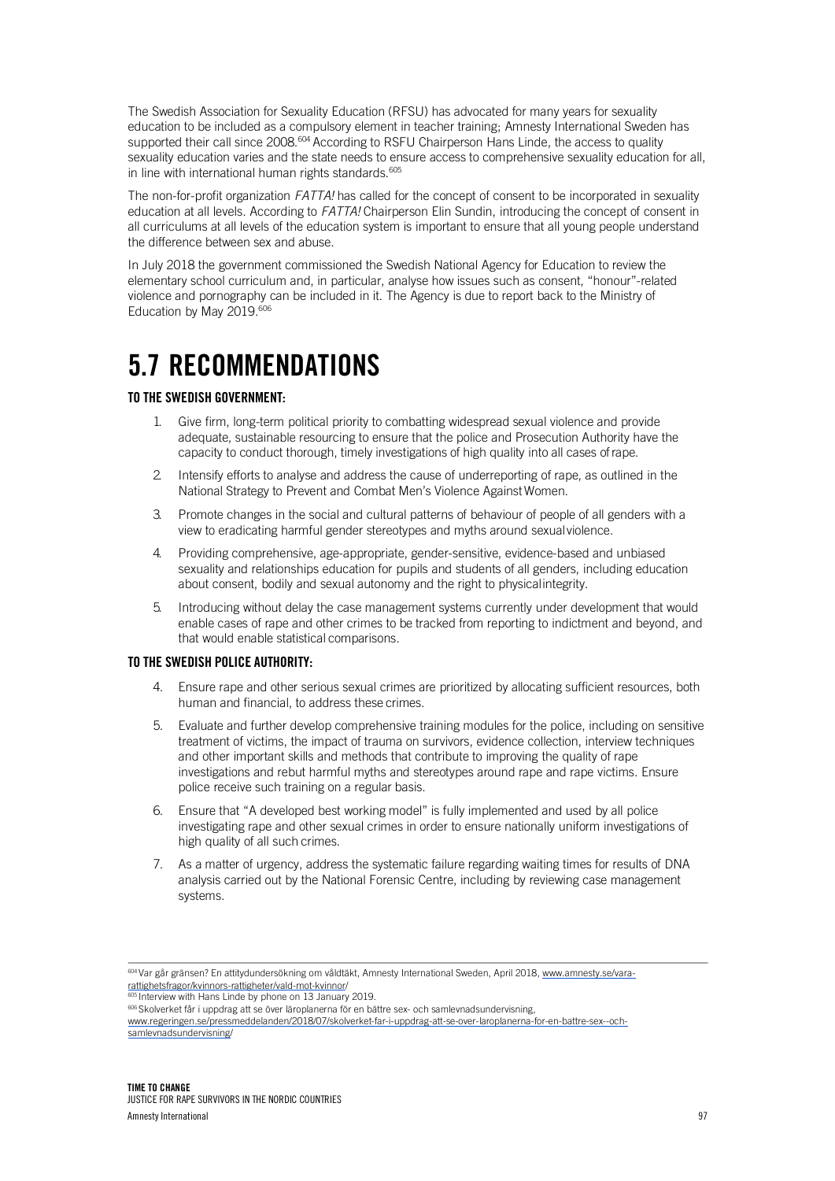The Swedish Association for Sexuality Education (RFSU) has advocated for many years for sexuality education to be included as a compulsory element in teacher training; Amnesty International Sweden has supported their call since 2008.[604] According to RSFU Chairperson Hans Linde, the access to quality sexuality education varies and the state needs to ensure access to comprehensive sexuality education for all, in line with international human rights standards.[605]

The non-for-profit organization *FATTA!* has called for the concept of consent to be incorporated in sexuality education at all levels. According to *FATTA!* Chairperson Elin Sundin, introducing the concept of consent in all curriculums at all levels of the education system is important to ensure that all young people understand the difference between sex and abuse.

In July 2018 the government commissioned the Swedish National Agency for Education to review the elementary school curriculum and, in particular, analyse how issues such as consent, "honour"-related violence and pornography can be included in it. The Agency is due to report back to the Ministry of Education by May 2019.[606]

# 5.7 RECOMMENDATIONS

**TO THE SWEDISH GOVERNMENT:**

1. Give firm, long-term political priority to combatting widespread sexual violence and provide adequate, sustainable resourcing to ensure that the police and Prosecution Authority have the capacity to conduct thorough, timely investigations of high quality into all cases of rape.
2. Intensify efforts to analyse and address the cause of underreporting of rape, as outlined in the National Strategy to Prevent and Combat Men's Violence Against Women.
3. Promote changes in the social and cultural patterns of behaviour of people of all genders with a view to eradicating harmful gender stereotypes and myths around sexual violence.
4. Providing comprehensive, age-appropriate, gender-sensitive, evidence-based and unbiased sexuality and relationships education for pupils and students of all genders, including education about consent, bodily and sexual autonomy and the right to physical integrity.
5. Introducing without delay the case management systems currently under development that would enable cases of rape and other crimes to be tracked from reporting to indictment and beyond, and that would enable statistical comparisons.

**TO THE SWEDISH POLICE AUTHORITY:**

4. Ensure rape and other serious sexual crimes are prioritized by allocating sufficient resources, both human and financial, to address these crimes.
5. Evaluate and further develop comprehensive training modules for the police, including on sensitive treatment of victims, the impact of trauma on survivors, evidence collection, interview techniques and other important skills and methods that contribute to improving the quality of rape investigations and rebut harmful myths and stereotypes around rape and rape victims. Ensure police receive such training on a regular basis.
6. Ensure that "A developed best working model" is fully implemented and used by all police investigating rape and other sexual crimes in order to ensure nationally uniform investigations of high quality of all such crimes.
7. As a matter of urgency, address the systematic failure regarding waiting times for results of DNA analysis carried out by the National Forensic Centre, including by reviewing case management systems.

---

[604] Var går gränsen? En attitydundersökning om våldtäkt, Amnesty International Sweden, April 2018, www.amnesty.se/vara-rattighetsfragor/kvinnors-rattigheter/vald-mot-kvinnor/

[605] Interview with Hans Linde by phone on 13 January 2019.

[606] Skolverket får i uppdrag att se över läroplanerna för en bättre sex- och samlevnadsundervisning, www.regeringen.se/pressmeddelanden/2018/07/skolverket-far-i-uppdrag-att-se-over-laroplanerna-for-en-battre-sex--och-samlevnadsundervisning/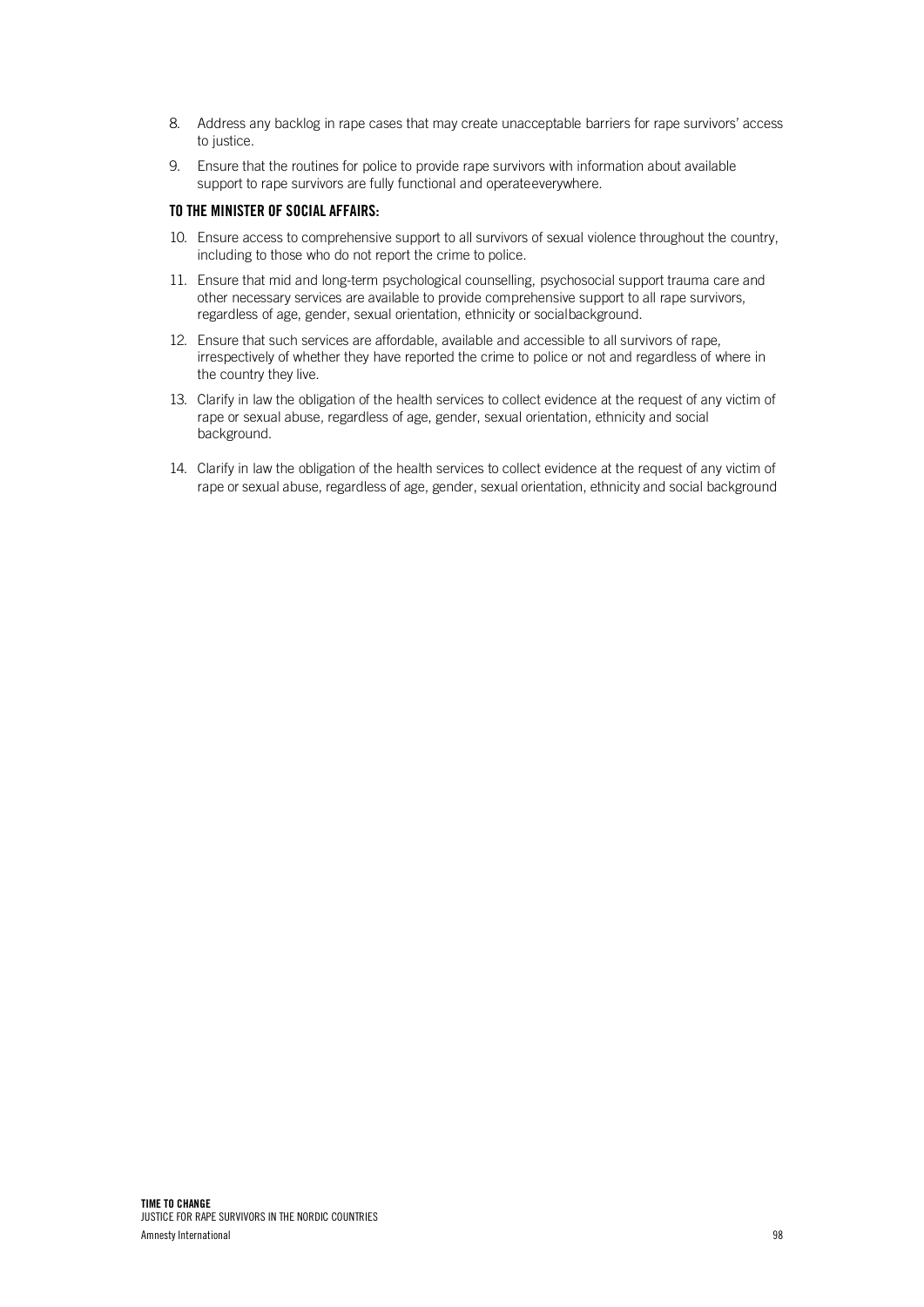8. Address any backlog in rape cases that may create unacceptable barriers for rape survivors' access to justice.
9. Ensure that the routines for police to provide rape survivors with information about available support to rape survivors are fully functional and operateeverywhere.

### TO THE MINISTER OF SOCIAL AFFAIRS:

10. Ensure access to comprehensive support to all survivors of sexual violence throughout the country, including to those who do not report the crime to police.
11. Ensure that mid and long-term psychological counselling, psychosocial support trauma care and other necessary services are available to provide comprehensive support to all rape survivors, regardless of age, gender, sexual orientation, ethnicity or socialbackground.
12. Ensure that such services are affordable, available and accessible to all survivors of rape, irrespectively of whether they have reported the crime to police or not and regardless of where in the country they live.
13. Clarify in law the obligation of the health services to collect evidence at the request of any victim of rape or sexual abuse, regardless of age, gender, sexual orientation, ethnicity and social background.
14. Clarify in law the obligation of the health services to collect evidence at the request of any victim of rape or sexual abuse, regardless of age, gender, sexual orientation, ethnicity and social background